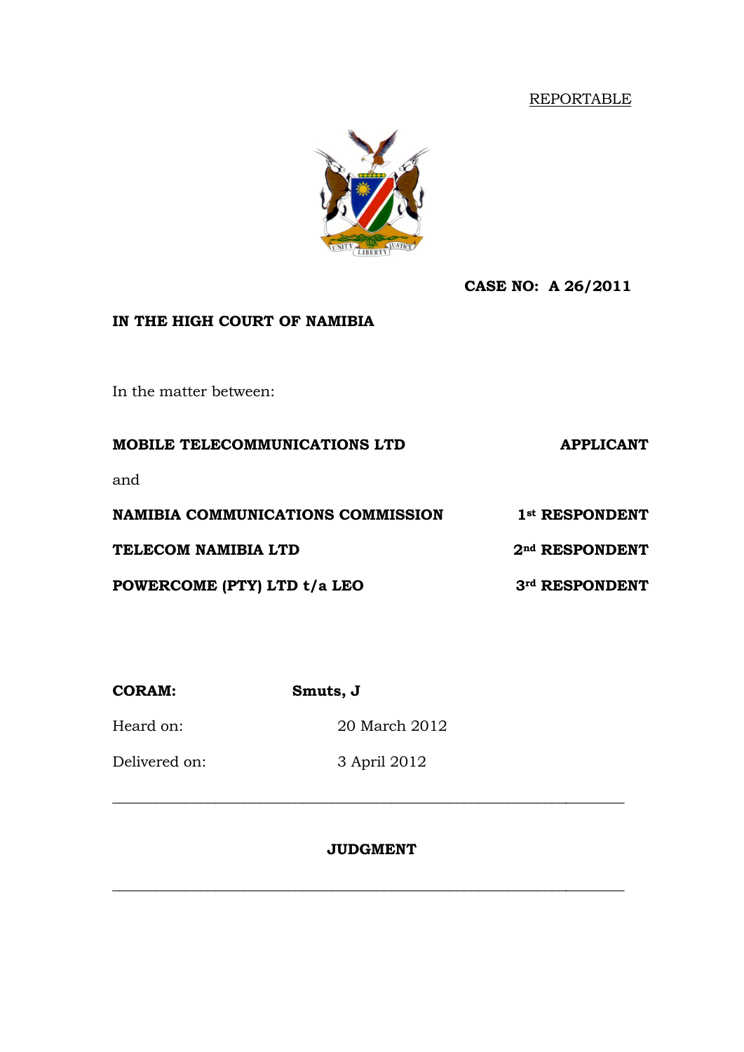REPORTABLE

**CASE NO: A 26/2011**

**IN THE HIGH COURT OF NAMIBIA**

In the matter between:

| | |
|---|---|
| **MOBILE TELECOMMUNICATIONS LTD** | **APPLICANT** |
| and | |
| **NAMIBIA COMMUNICATIONS COMMISSION** | **1st RESPONDENT** |
| **TELECOM NAMIBIA LTD** | **2nd RESPONDENT** |
| **POWERCOME (PTY) LTD t/a LEO** | **3rd RESPONDENT** |

| | |
|---|---|
| **CORAM:** | **Smuts, J** |
| Heard on: | 20 March 2012 |
| Delivered on: | 3 April 2012 |

---

**JUDGMENT**

---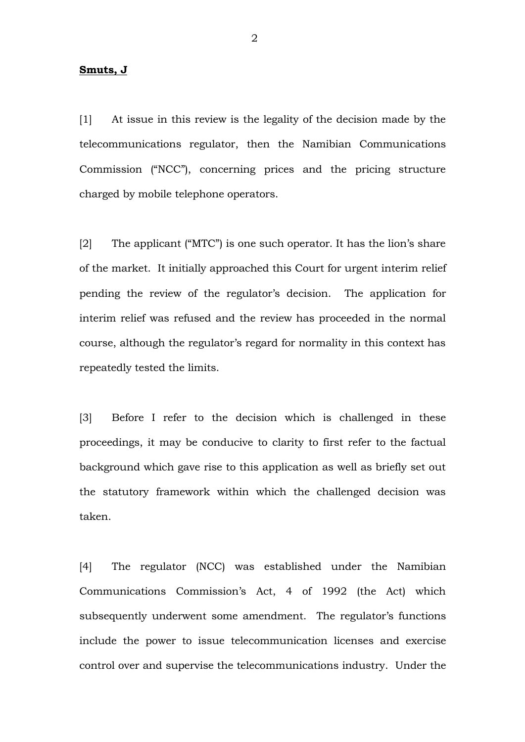**Smuts, J**

[1] At issue in this review is the legality of the decision made by the telecommunications regulator, then the Namibian Communications Commission ("NCC"), concerning prices and the pricing structure charged by mobile telephone operators.

[2] The applicant ("MTC") is one such operator. It has the lion's share of the market. It initially approached this Court for urgent interim relief pending the review of the regulator's decision. The application for interim relief was refused and the review has proceeded in the normal course, although the regulator's regard for normality in this context has repeatedly tested the limits.

[3] Before I refer to the decision which is challenged in these proceedings, it may be conducive to clarity to first refer to the factual background which gave rise to this application as well as briefly set out the statutory framework within which the challenged decision was taken.

[4] The regulator (NCC) was established under the Namibian Communications Commission's Act, 4 of 1992 (the Act) which subsequently underwent some amendment. The regulator's functions include the power to issue telecommunication licenses and exercise control over and supervise the telecommunications industry. Under the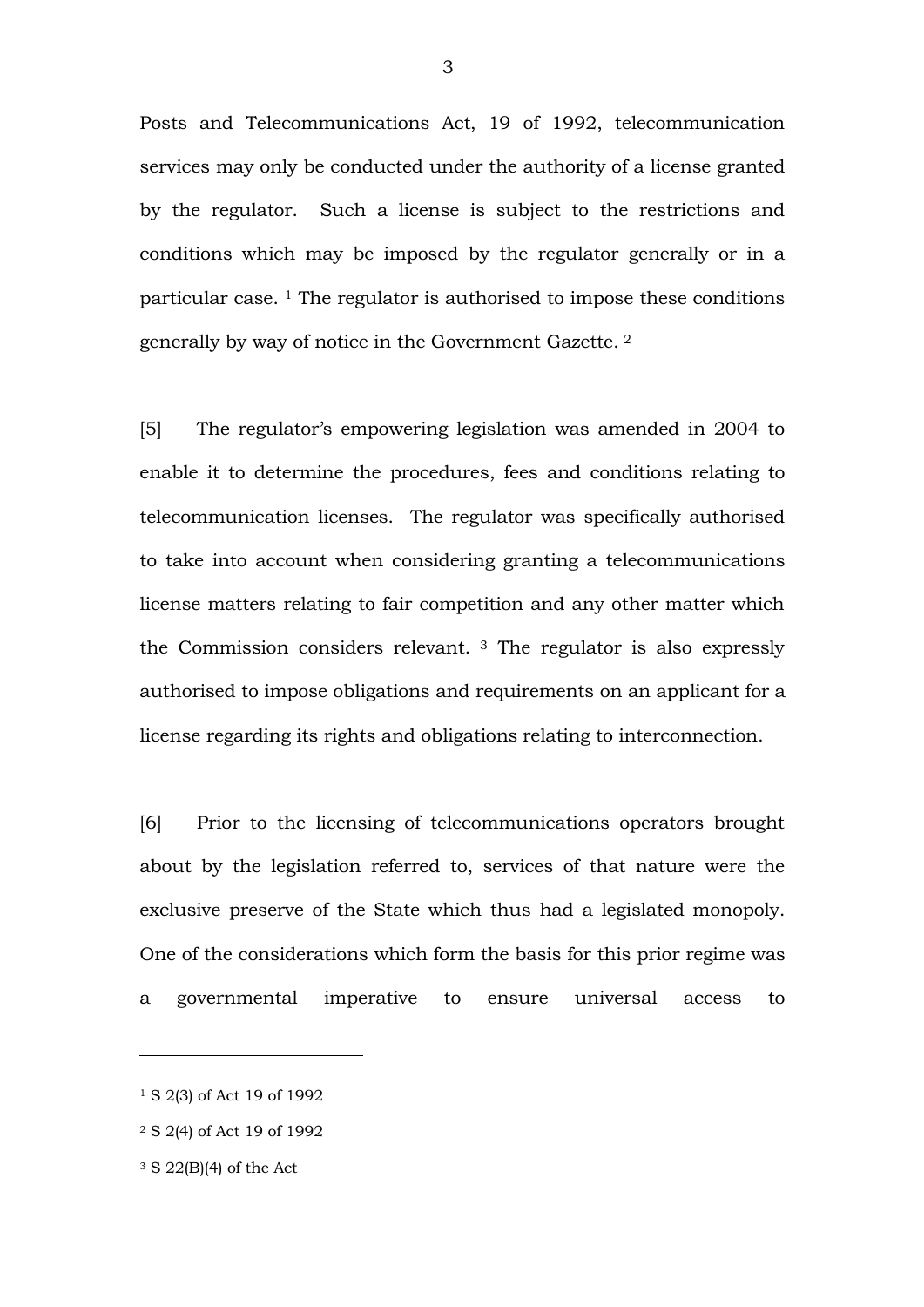Posts and Telecommunications Act, 19 of 1992, telecommunication services may only be conducted under the authority of a license granted by the regulator. Such a license is subject to the restrictions and conditions which may be imposed by the regulator generally or in a particular case. [1] The regulator is authorised to impose these conditions generally by way of notice in the Government Gazette. [2]

[5] The regulator's empowering legislation was amended in 2004 to enable it to determine the procedures, fees and conditions relating to telecommunication licenses. The regulator was specifically authorised to take into account when considering granting a telecommunications license matters relating to fair competition and any other matter which the Commission considers relevant. [3] The regulator is also expressly authorised to impose obligations and requirements on an applicant for a license regarding its rights and obligations relating to interconnection.

[6] Prior to the licensing of telecommunications operators brought about by the legislation referred to, services of that nature were the exclusive preserve of the State which thus had a legislated monopoly. One of the considerations which form the basis for this prior regime was a governmental imperative to ensure universal access to

---

[1] S 2(3) of Act 19 of 1992

[2] S 2(4) of Act 19 of 1992

[3] S 22(B)(4) of the Act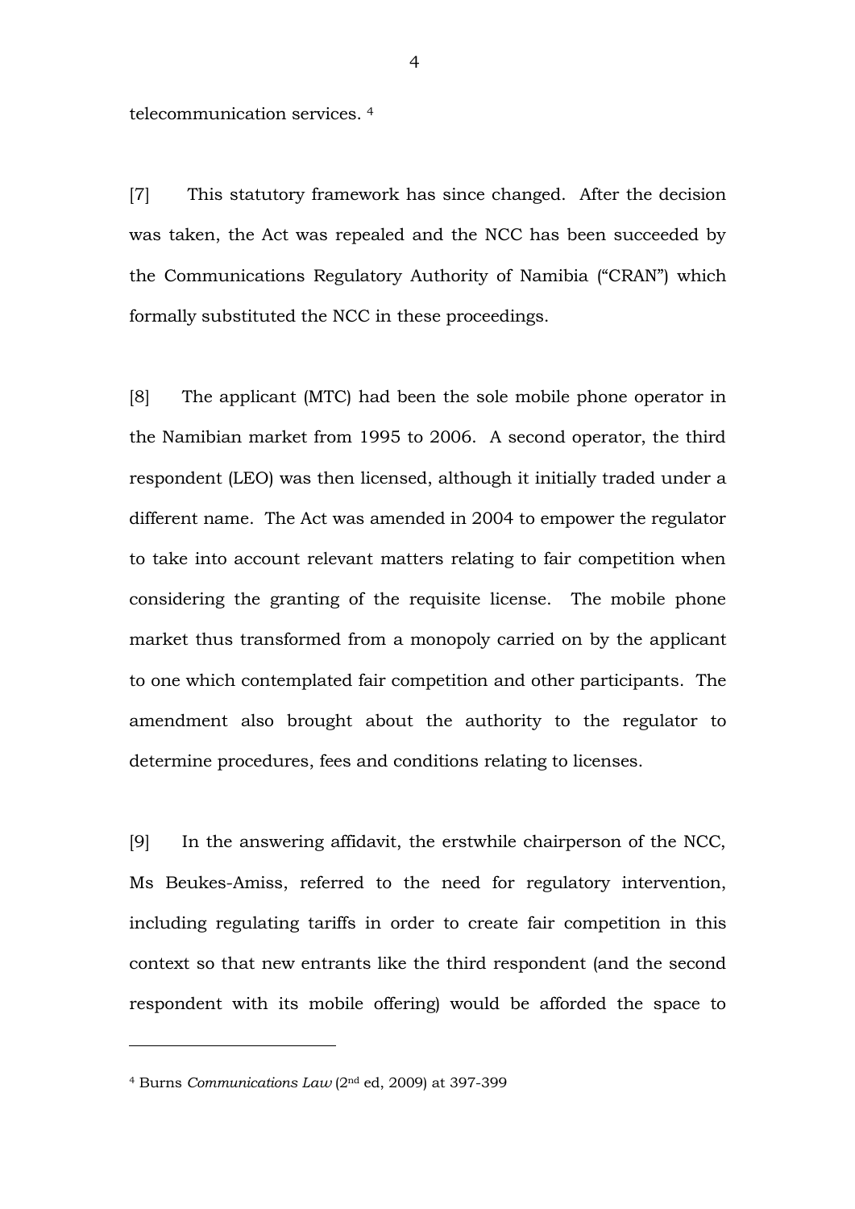telecommunication services. [4]

[7] This statutory framework has since changed. After the decision was taken, the Act was repealed and the NCC has been succeeded by the Communications Regulatory Authority of Namibia ("CRAN") which formally substituted the NCC in these proceedings.

[8] The applicant (MTC) had been the sole mobile phone operator in the Namibian market from 1995 to 2006. A second operator, the third respondent (LEO) was then licensed, although it initially traded under a different name. The Act was amended in 2004 to empower the regulator to take into account relevant matters relating to fair competition when considering the granting of the requisite license. The mobile phone market thus transformed from a monopoly carried on by the applicant to one which contemplated fair competition and other participants. The amendment also brought about the authority to the regulator to determine procedures, fees and conditions relating to licenses.

[9] In the answering affidavit, the erstwhile chairperson of the NCC, Ms Beukes-Amiss, referred to the need for regulatory intervention, including regulating tariffs in order to create fair competition in this context so that new entrants like the third respondent (and the second respondent with its mobile offering) would be afforded the space to

---

[4] Burns *Communications Law* (2nd ed, 2009) at 397-399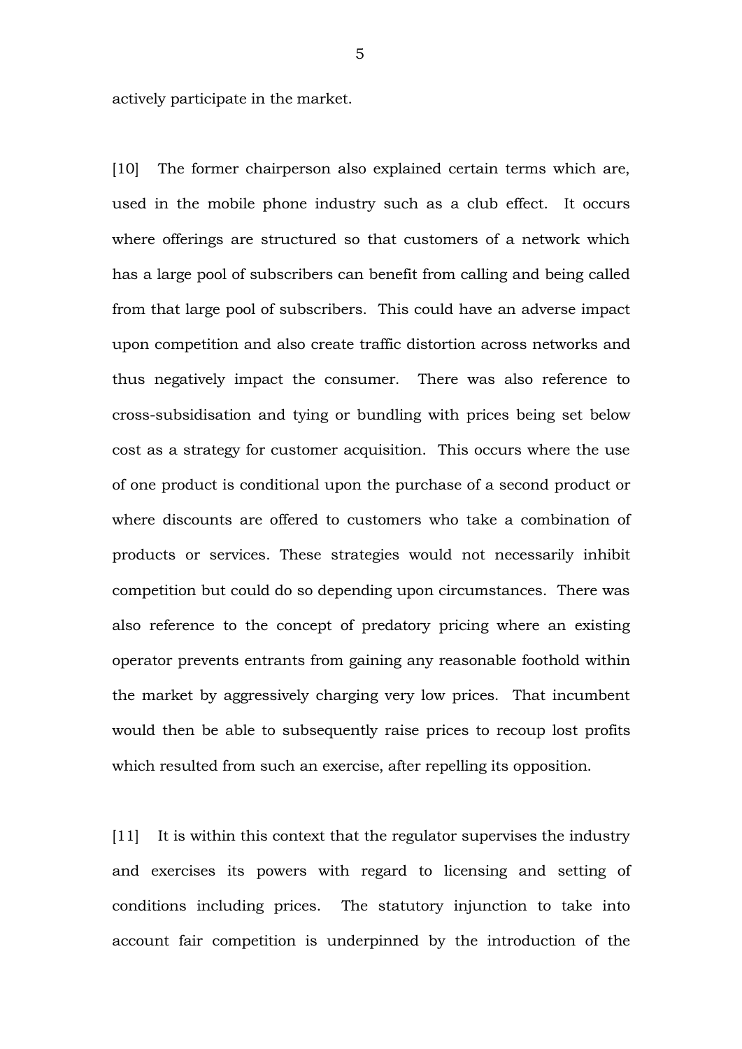actively participate in the market.

[10] The former chairperson also explained certain terms which are, used in the mobile phone industry such as a club effect. It occurs where offerings are structured so that customers of a network which has a large pool of subscribers can benefit from calling and being called from that large pool of subscribers. This could have an adverse impact upon competition and also create traffic distortion across networks and thus negatively impact the consumer. There was also reference to cross-subsidisation and tying or bundling with prices being set below cost as a strategy for customer acquisition. This occurs where the use of one product is conditional upon the purchase of a second product or where discounts are offered to customers who take a combination of products or services. These strategies would not necessarily inhibit competition but could do so depending upon circumstances. There was also reference to the concept of predatory pricing where an existing operator prevents entrants from gaining any reasonable foothold within the market by aggressively charging very low prices. That incumbent would then be able to subsequently raise prices to recoup lost profits which resulted from such an exercise, after repelling its opposition.

[11] It is within this context that the regulator supervises the industry and exercises its powers with regard to licensing and setting of conditions including prices. The statutory injunction to take into account fair competition is underpinned by the introduction of the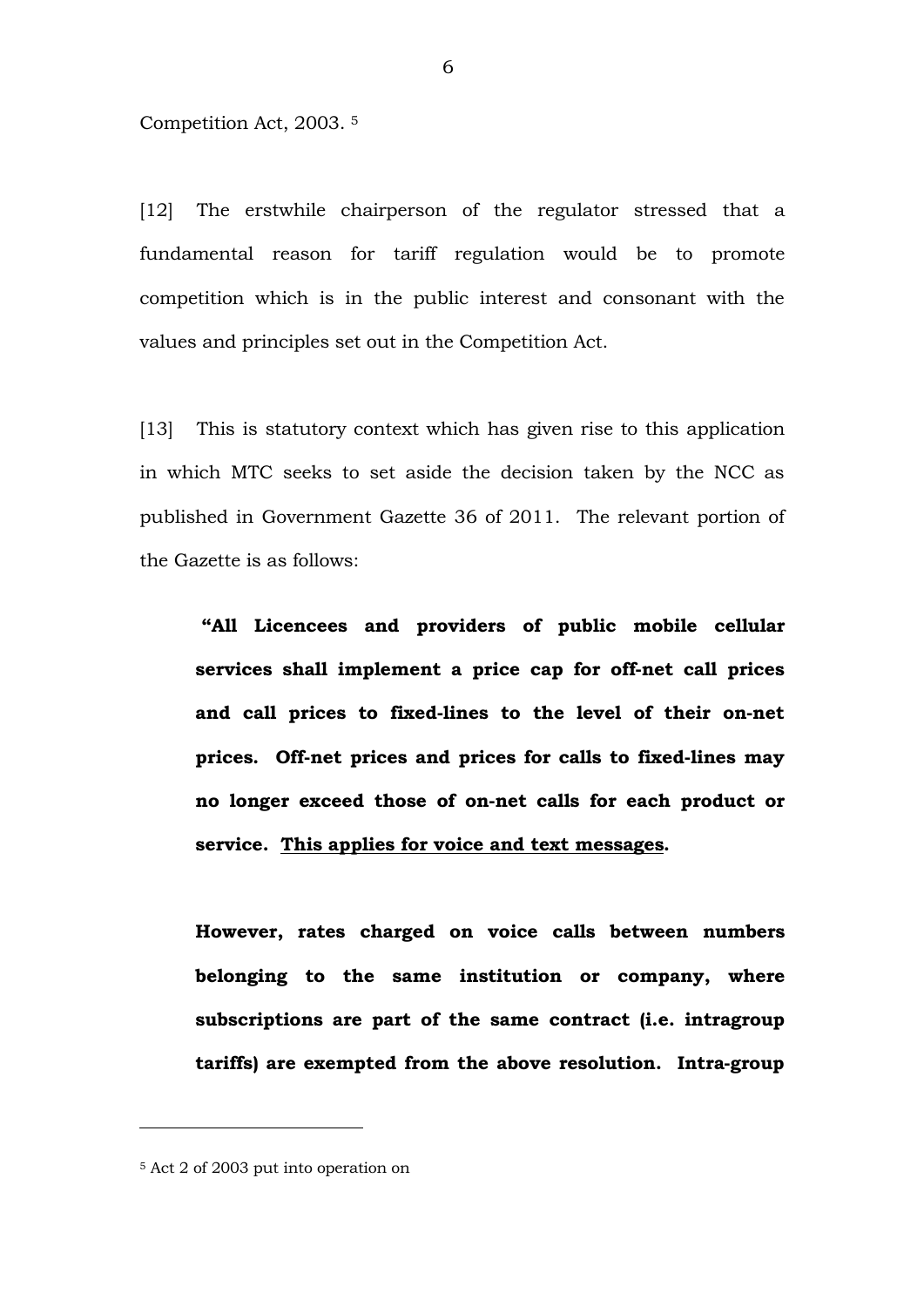Competition Act, 2003. [5]

[12] The erstwhile chairperson of the regulator stressed that a fundamental reason for tariff regulation would be to promote competition which is in the public interest and consonant with the values and principles set out in the Competition Act.

[13] This is statutory context which has given rise to this application in which MTC seeks to set aside the decision taken by the NCC as published in Government Gazette 36 of 2011. The relevant portion of the Gazette is as follows:

> **"All Licencees and providers of public mobile cellular services shall implement a price cap for off-net call prices and call prices to fixed-lines to the level of their on-net prices. Off-net prices and prices for calls to fixed-lines may no longer exceed those of on-net calls for each product or service. <u>This applies for voice and text messages</u>.**
>
> **However, rates charged on voice calls between numbers belonging to the same institution or company, where subscriptions are part of the same contract (i.e. intragroup tariffs) are exempted from the above resolution. Intra-group**

---

[5] Act 2 of 2003 put into operation on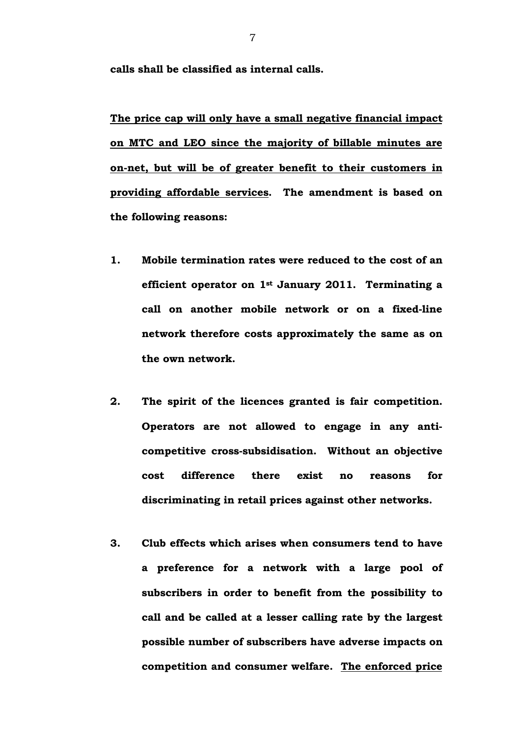**calls shall be classified as internal calls.**

**<u>The price cap will only have a small negative financial impact on MTC and LEO since the majority of billable minutes are on-net, but will be of greater benefit to their customers in providing affordable services</u>. The amendment is based on the following reasons:**

1. **Mobile termination rates were reduced to the cost of an efficient operator on 1st January 2011. Terminating a call on another mobile network or on a fixed-line network therefore costs approximately the same as on the own network.**

2. **The spirit of the licences granted is fair competition. Operators are not allowed to engage in any anti-competitive cross-subsidisation. Without an objective cost difference there exist no reasons for discriminating in retail prices against other networks.**

3. **Club effects which arises when consumers tend to have a preference for a network with a large pool of subscribers in order to benefit from the possibility to call and be called at a lesser calling rate by the largest possible number of subscribers have adverse impacts on competition and consumer welfare. <u>The enforced price</u>**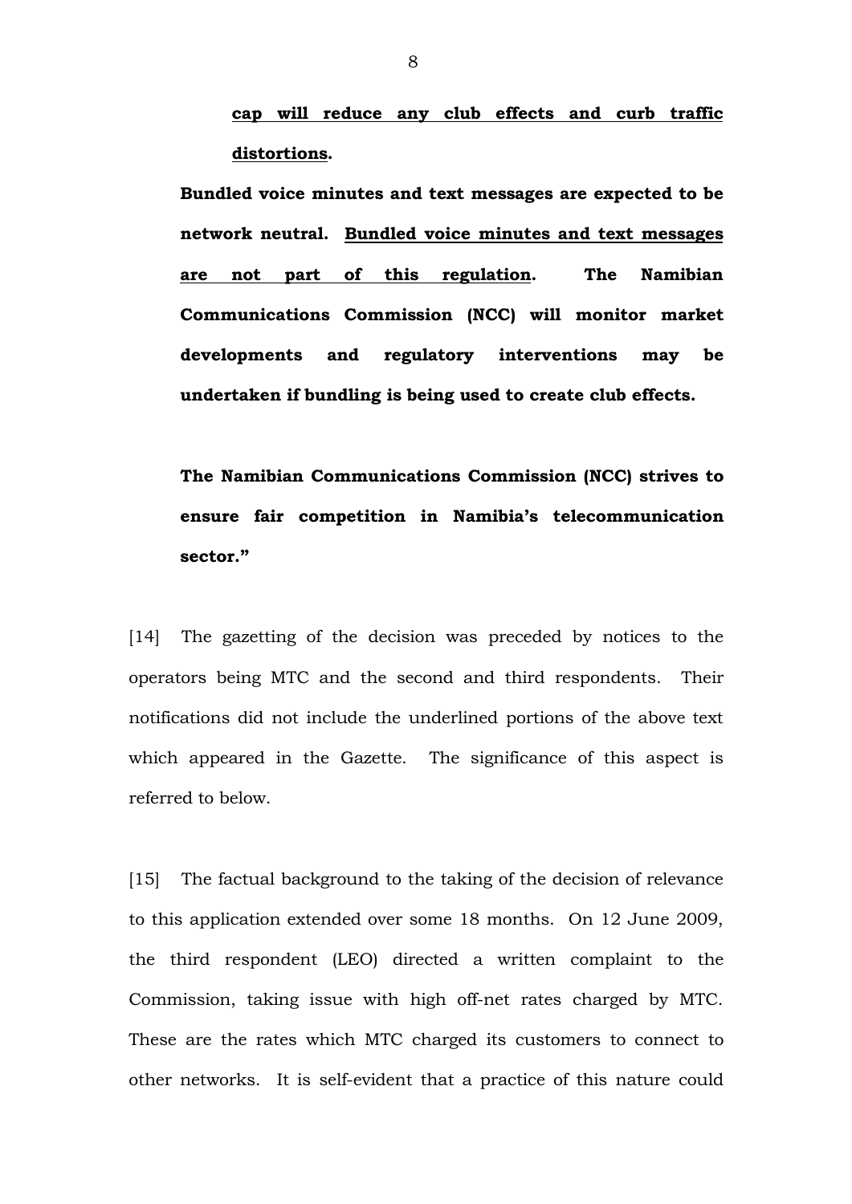> **<u>cap will reduce any club effects and curb traffic distortions</u>.**
>
> **Bundled voice minutes and text messages are expected to be network neutral. <u>Bundled voice minutes and text messages are not part of this regulation</u>. The Namibian Communications Commission (NCC) will monitor market developments and regulatory interventions may be undertaken if bundling is being used to create club effects.**
>
> **The Namibian Communications Commission (NCC) strives to ensure fair competition in Namibia's telecommunication sector."**

[14] The gazetting of the decision was preceded by notices to the operators being MTC and the second and third respondents. Their notifications did not include the underlined portions of the above text which appeared in the Gazette. The significance of this aspect is referred to below.

[15] The factual background to the taking of the decision of relevance to this application extended over some 18 months. On 12 June 2009, the third respondent (LEO) directed a written complaint to the Commission, taking issue with high off-net rates charged by MTC. These are the rates which MTC charged its customers to connect to other networks. It is self-evident that a practice of this nature could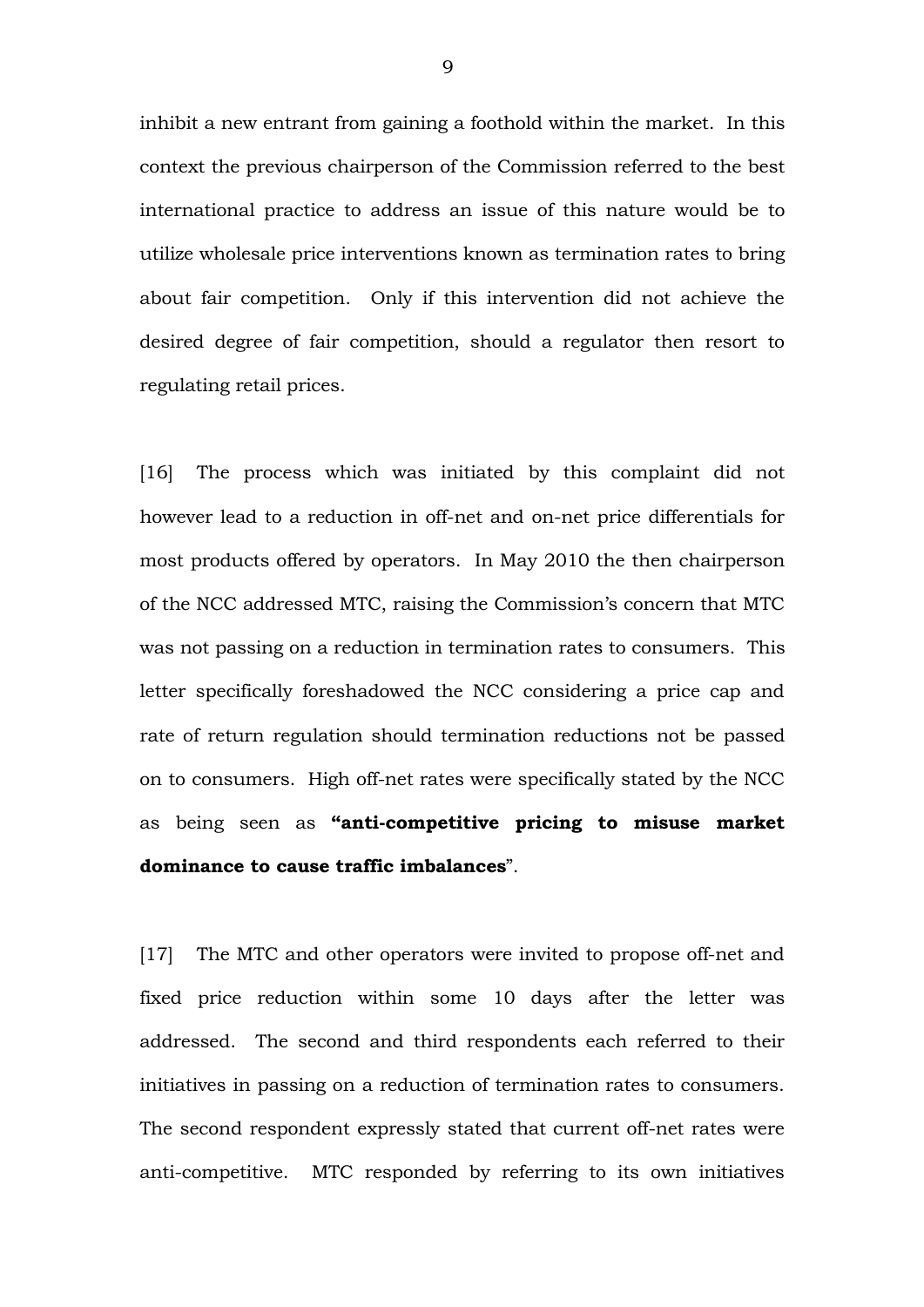inhibit a new entrant from gaining a foothold within the market. In this context the previous chairperson of the Commission referred to the best international practice to address an issue of this nature would be to utilize wholesale price interventions known as termination rates to bring about fair competition. Only if this intervention did not achieve the desired degree of fair competition, should a regulator then resort to regulating retail prices.

[16] The process which was initiated by this complaint did not however lead to a reduction in off-net and on-net price differentials for most products offered by operators. In May 2010 the then chairperson of the NCC addressed MTC, raising the Commission's concern that MTC was not passing on a reduction in termination rates to consumers. This letter specifically foreshadowed the NCC considering a price cap and rate of return regulation should termination reductions not be passed on to consumers. High off-net rates were specifically stated by the NCC as being seen as **"anti-competitive pricing to misuse market dominance to cause traffic imbalances**".

[17] The MTC and other operators were invited to propose off-net and fixed price reduction within some 10 days after the letter was addressed. The second and third respondents each referred to their initiatives in passing on a reduction of termination rates to consumers. The second respondent expressly stated that current off-net rates were anti-competitive. MTC responded by referring to its own initiatives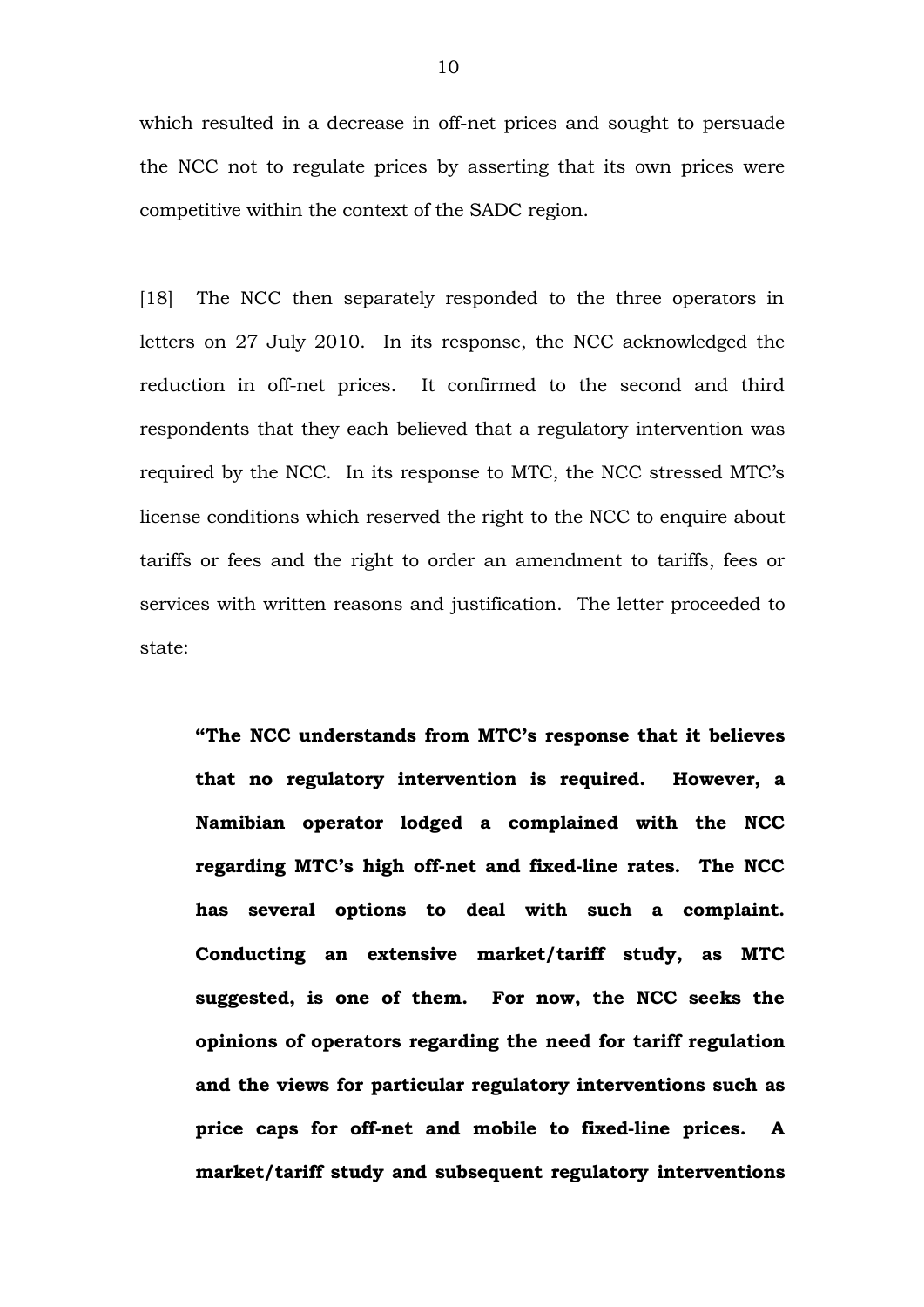which resulted in a decrease in off-net prices and sought to persuade the NCC not to regulate prices by asserting that its own prices were competitive within the context of the SADC region.

[18] The NCC then separately responded to the three operators in letters on 27 July 2010. In its response, the NCC acknowledged the reduction in off-net prices. It confirmed to the second and third respondents that they each believed that a regulatory intervention was required by the NCC. In its response to MTC, the NCC stressed MTC's license conditions which reserved the right to the NCC to enquire about tariffs or fees and the right to order an amendment to tariffs, fees or services with written reasons and justification. The letter proceeded to state:

> **"The NCC understands from MTC's response that it believes that no regulatory intervention is required. However, a Namibian operator lodged a complained with the NCC regarding MTC's high off-net and fixed-line rates. The NCC has several options to deal with such a complaint. Conducting an extensive market/tariff study, as MTC suggested, is one of them. For now, the NCC seeks the opinions of operators regarding the need for tariff regulation and the views for particular regulatory interventions such as price caps for off-net and mobile to fixed-line prices. A market/tariff study and subsequent regulatory interventions**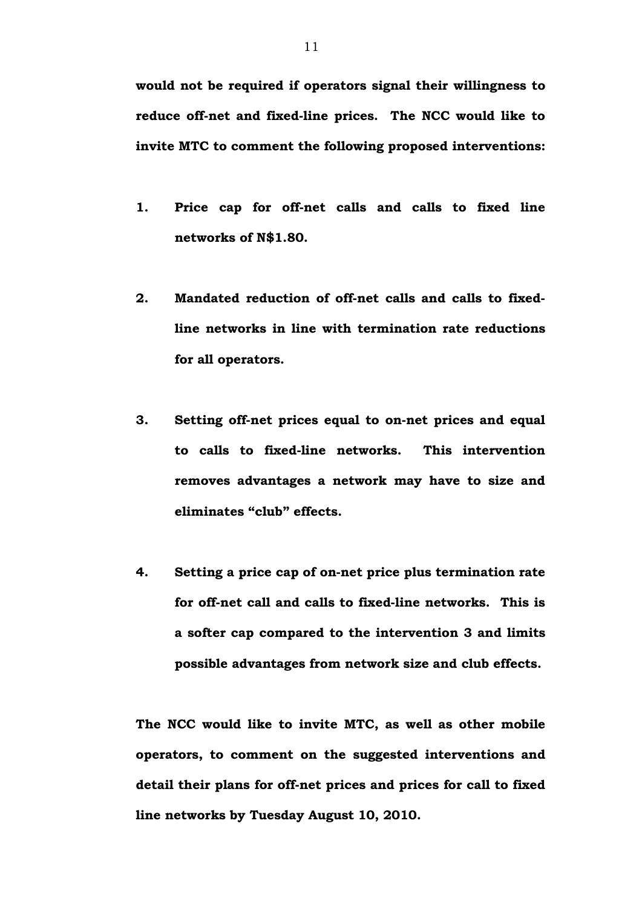**would not be required if operators signal their willingness to reduce off-net and fixed-line prices. The NCC would like to invite MTC to comment the following proposed interventions:**

1. **Price cap for off-net calls and calls to fixed line networks of N$1.80.**

2. **Mandated reduction of off-net calls and calls to fixed-line networks in line with termination rate reductions for all operators.**

3. **Setting off-net prices equal to on-net prices and equal to calls to fixed-line networks. This intervention removes advantages a network may have to size and eliminates "club" effects.**

4. **Setting a price cap of on-net price plus termination rate for off-net call and calls to fixed-line networks. This is a softer cap compared to the intervention 3 and limits possible advantages from network size and club effects.**

**The NCC would like to invite MTC, as well as other mobile operators, to comment on the suggested interventions and detail their plans for off-net prices and prices for call to fixed line networks by Tuesday August 10, 2010.**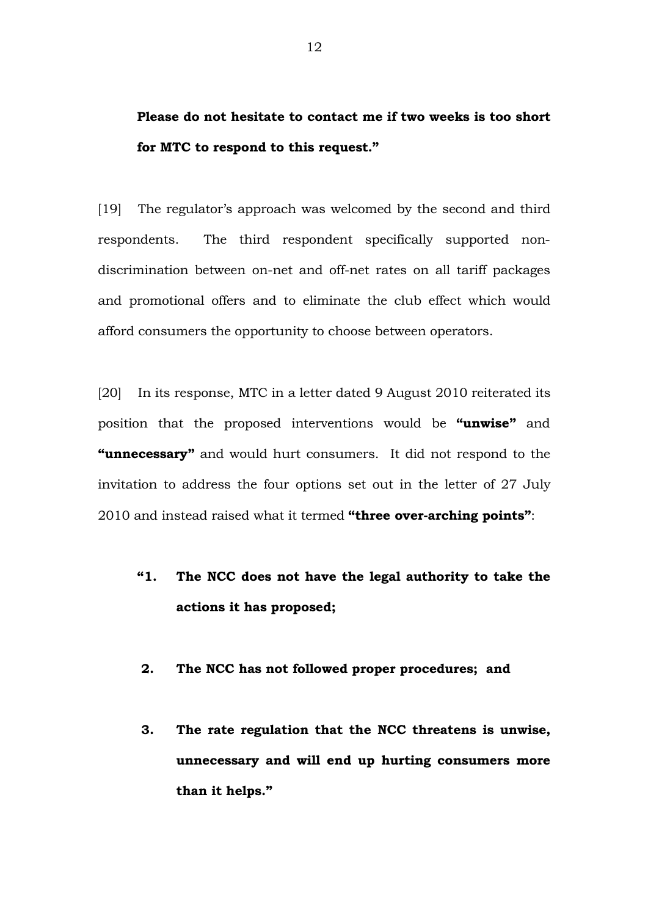**Please do not hesitate to contact me if two weeks is too short for MTC to respond to this request."**

[19] The regulator's approach was welcomed by the second and third respondents. The third respondent specifically supported non-discrimination between on-net and off-net rates on all tariff packages and promotional offers and to eliminate the club effect which would afford consumers the opportunity to choose between operators.

[20] In its response, MTC in a letter dated 9 August 2010 reiterated its position that the proposed interventions would be **"unwise"** and **"unnecessary"** and would hurt consumers. It did not respond to the invitation to address the four options set out in the letter of 27 July 2010 and instead raised what it termed **"three over-arching points"**:

> **"1. The NCC does not have the legal authority to take the actions it has proposed;**
>
> **2. The NCC has not followed proper procedures; and**
>
> **3. The rate regulation that the NCC threatens is unwise, unnecessary and will end up hurting consumers more than it helps."**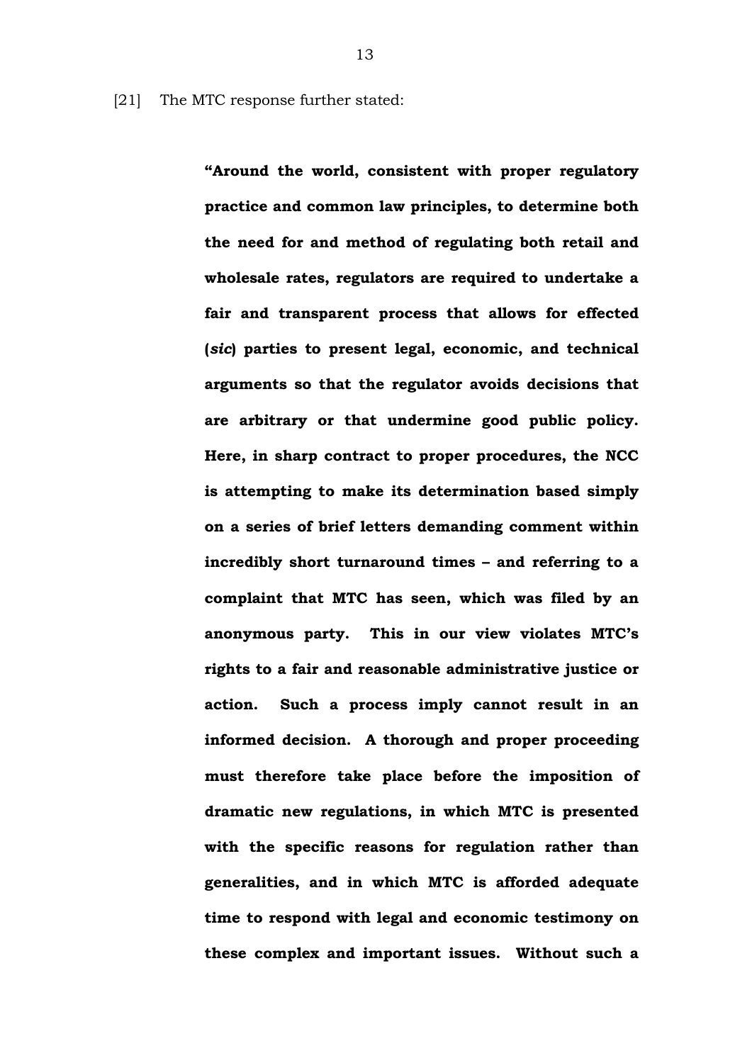[21] The MTC response further stated:

> **"Around the world, consistent with proper regulatory practice and common law principles, to determine both the need for and method of regulating both retail and wholesale rates, regulators are required to undertake a fair and transparent process that allows for effected (*sic*) parties to present legal, economic, and technical arguments so that the regulator avoids decisions that are arbitrary or that undermine good public policy. Here, in sharp contract to proper procedures, the NCC is attempting to make its determination based simply on a series of brief letters demanding comment within incredibly short turnaround times – and referring to a complaint that MTC has seen, which was filed by an anonymous party. This in our view violates MTC's rights to a fair and reasonable administrative justice or action. Such a process imply cannot result in an informed decision. A thorough and proper proceeding must therefore take place before the imposition of dramatic new regulations, in which MTC is presented with the specific reasons for regulation rather than generalities, and in which MTC is afforded adequate time to respond with legal and economic testimony on these complex and important issues. Without such a**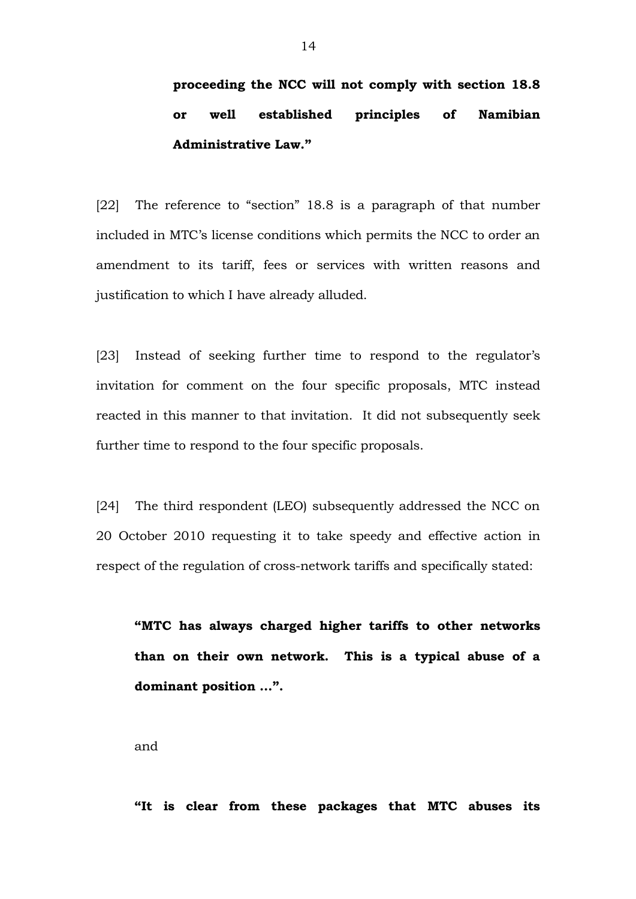> **proceeding the NCC will not comply with section 18.8 or well established principles of Namibian Administrative Law."**

[22] The reference to "section" 18.8 is a paragraph of that number included in MTC's license conditions which permits the NCC to order an amendment to its tariff, fees or services with written reasons and justification to which I have already alluded.

[23] Instead of seeking further time to respond to the regulator's invitation for comment on the four specific proposals, MTC instead reacted in this manner to that invitation. It did not subsequently seek further time to respond to the four specific proposals.

[24] The third respondent (LEO) subsequently addressed the NCC on 20 October 2010 requesting it to take speedy and effective action in respect of the regulation of cross-network tariffs and specifically stated:

> **"MTC has always charged higher tariffs to other networks than on their own network. This is a typical abuse of a dominant position …".**
>
> and
>
> **"It is clear from these packages that MTC abuses its**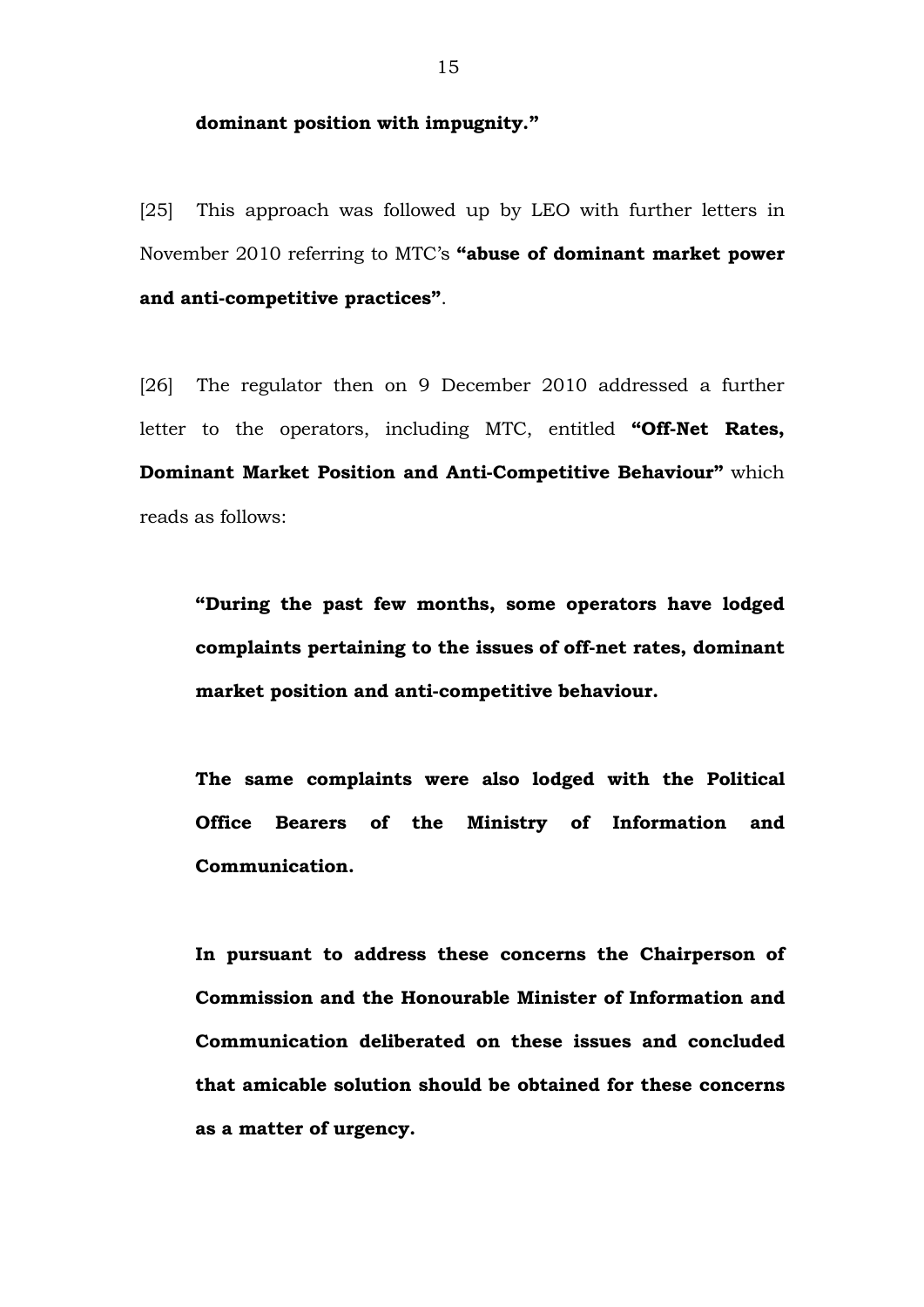**dominant position with impugnity."**

[25] This approach was followed up by LEO with further letters in November 2010 referring to MTC's **"abuse of dominant market power and anti-competitive practices"**.

[26] The regulator then on 9 December 2010 addressed a further letter to the operators, including MTC, entitled **"Off-Net Rates, Dominant Market Position and Anti-Competitive Behaviour"** which reads as follows:

> **"During the past few months, some operators have lodged complaints pertaining to the issues of off-net rates, dominant market position and anti-competitive behaviour.**
>
> **The same complaints were also lodged with the Political Office Bearers of the Ministry of Information and Communication.**
>
> **In pursuant to address these concerns the Chairperson of Commission and the Honourable Minister of Information and Communication deliberated on these issues and concluded that amicable solution should be obtained for these concerns as a matter of urgency.**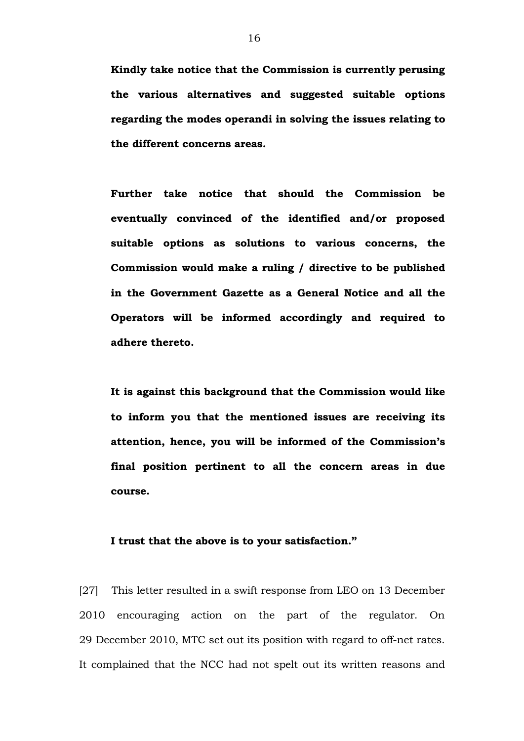**Kindly take notice that the Commission is currently perusing the various alternatives and suggested suitable options regarding the modes operandi in solving the issues relating to the different concerns areas.**

**Further take notice that should the Commission be eventually convinced of the identified and/or proposed suitable options as solutions to various concerns, the Commission would make a ruling / directive to be published in the Government Gazette as a General Notice and all the Operators will be informed accordingly and required to adhere thereto.**

**It is against this background that the Commission would like to inform you that the mentioned issues are receiving its attention, hence, you will be informed of the Commission's final position pertinent to all the concern areas in due course.**

**I trust that the above is to your satisfaction."**

[27] This letter resulted in a swift response from LEO on 13 December 2010 encouraging action on the part of the regulator. On 29 December 2010, MTC set out its position with regard to off-net rates. It complained that the NCC had not spelt out its written reasons and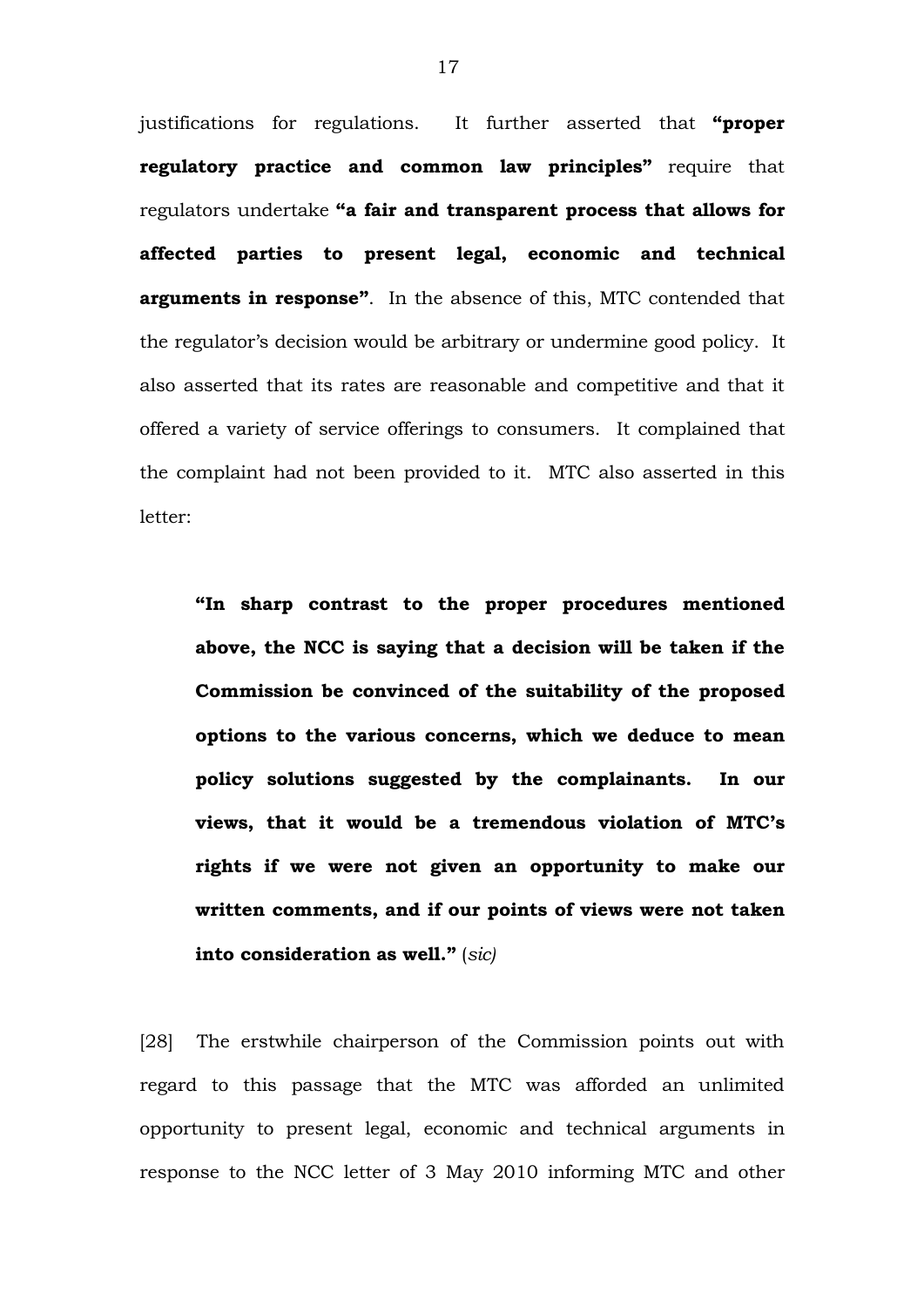justifications for regulations. It further asserted that **"proper regulatory practice and common law principles"** require that regulators undertake **"a fair and transparent process that allows for affected parties to present legal, economic and technical arguments in response"**. In the absence of this, MTC contended that the regulator's decision would be arbitrary or undermine good policy. It also asserted that its rates are reasonable and competitive and that it offered a variety of service offerings to consumers. It complained that the complaint had not been provided to it. MTC also asserted in this letter:

> **"In sharp contrast to the proper procedures mentioned above, the NCC is saying that a decision will be taken if the Commission be convinced of the suitability of the proposed options to the various concerns, which we deduce to mean policy solutions suggested by the complainants. In our views, that it would be a tremendous violation of MTC's rights if we were not given an opportunity to make our written comments, and if our points of views were not taken into consideration as well."** (*sic)*

[28] The erstwhile chairperson of the Commission points out with regard to this passage that the MTC was afforded an unlimited opportunity to present legal, economic and technical arguments in response to the NCC letter of 3 May 2010 informing MTC and other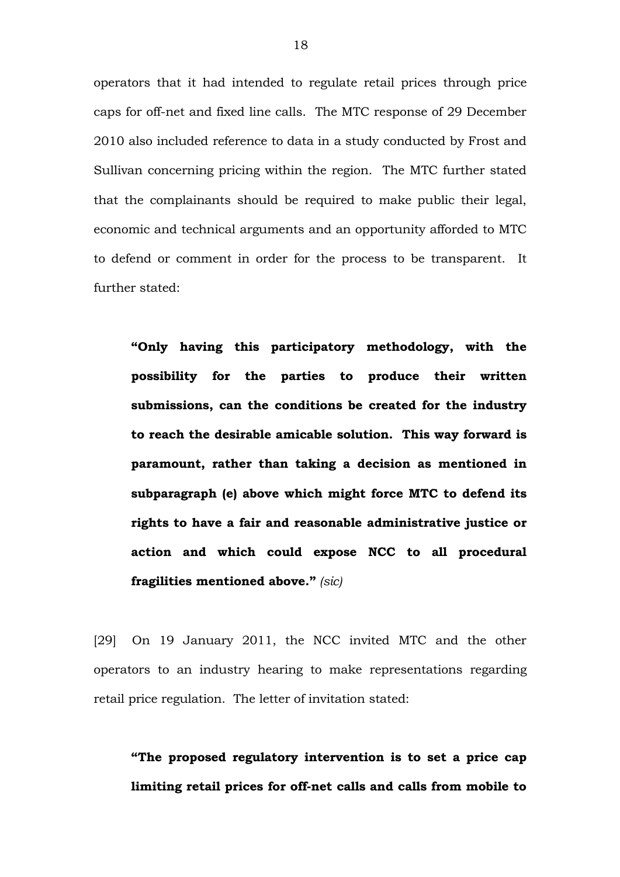operators that it had intended to regulate retail prices through price caps for off-net and fixed line calls. The MTC response of 29 December 2010 also included reference to data in a study conducted by Frost and Sullivan concerning pricing within the region. The MTC further stated that the complainants should be required to make public their legal, economic and technical arguments and an opportunity afforded to MTC to defend or comment in order for the process to be transparent. It further stated:

> **"Only having this participatory methodology, with the possibility for the parties to produce their written submissions, can the conditions be created for the industry to reach the desirable amicable solution. This way forward is paramount, rather than taking a decision as mentioned in subparagraph (e) above which might force MTC to defend its rights to have a fair and reasonable administrative justice or action and which could expose NCC to all procedural fragilities mentioned above."** *(sic)*

[29] On 19 January 2011, the NCC invited MTC and the other operators to an industry hearing to make representations regarding retail price regulation. The letter of invitation stated:

> **"The proposed regulatory intervention is to set a price cap limiting retail prices for off-net calls and calls from mobile to**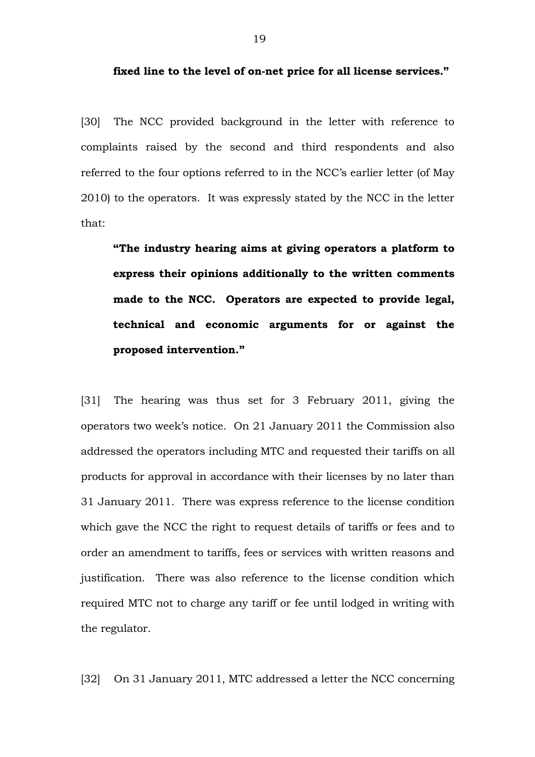**fixed line to the level of on-net price for all license services."**

[30] The NCC provided background in the letter with reference to complaints raised by the second and third respondents and also referred to the four options referred to in the NCC's earlier letter (of May 2010) to the operators. It was expressly stated by the NCC in the letter that:

> **"The industry hearing aims at giving operators a platform to express their opinions additionally to the written comments made to the NCC. Operators are expected to provide legal, technical and economic arguments for or against the proposed intervention."**

[31] The hearing was thus set for 3 February 2011, giving the operators two week's notice. On 21 January 2011 the Commission also addressed the operators including MTC and requested their tariffs on all products for approval in accordance with their licenses by no later than 31 January 2011. There was express reference to the license condition which gave the NCC the right to request details of tariffs or fees and to order an amendment to tariffs, fees or services with written reasons and justification. There was also reference to the license condition which required MTC not to charge any tariff or fee until lodged in writing with the regulator.

[32] On 31 January 2011, MTC addressed a letter the NCC concerning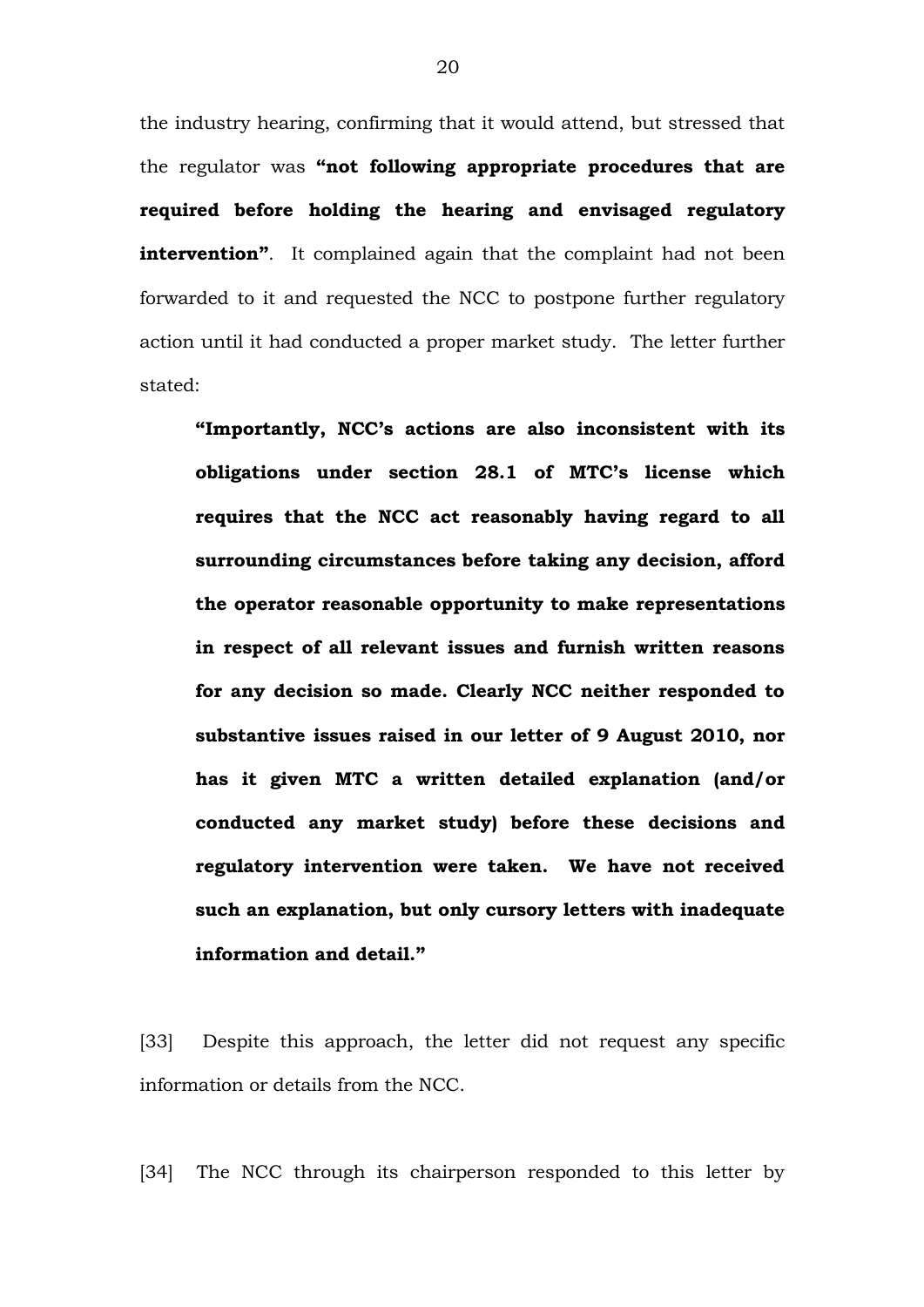the industry hearing, confirming that it would attend, but stressed that the regulator was **"not following appropriate procedures that are required before holding the hearing and envisaged regulatory intervention"**. It complained again that the complaint had not been forwarded to it and requested the NCC to postpone further regulatory action until it had conducted a proper market study. The letter further stated:

> **"Importantly, NCC's actions are also inconsistent with its obligations under section 28.1 of MTC's license which requires that the NCC act reasonably having regard to all surrounding circumstances before taking any decision, afford the operator reasonable opportunity to make representations in respect of all relevant issues and furnish written reasons for any decision so made. Clearly NCC neither responded to substantive issues raised in our letter of 9 August 2010, nor has it given MTC a written detailed explanation (and/or conducted any market study) before these decisions and regulatory intervention were taken. We have not received such an explanation, but only cursory letters with inadequate information and detail."**

[33] Despite this approach, the letter did not request any specific information or details from the NCC.

[34] The NCC through its chairperson responded to this letter by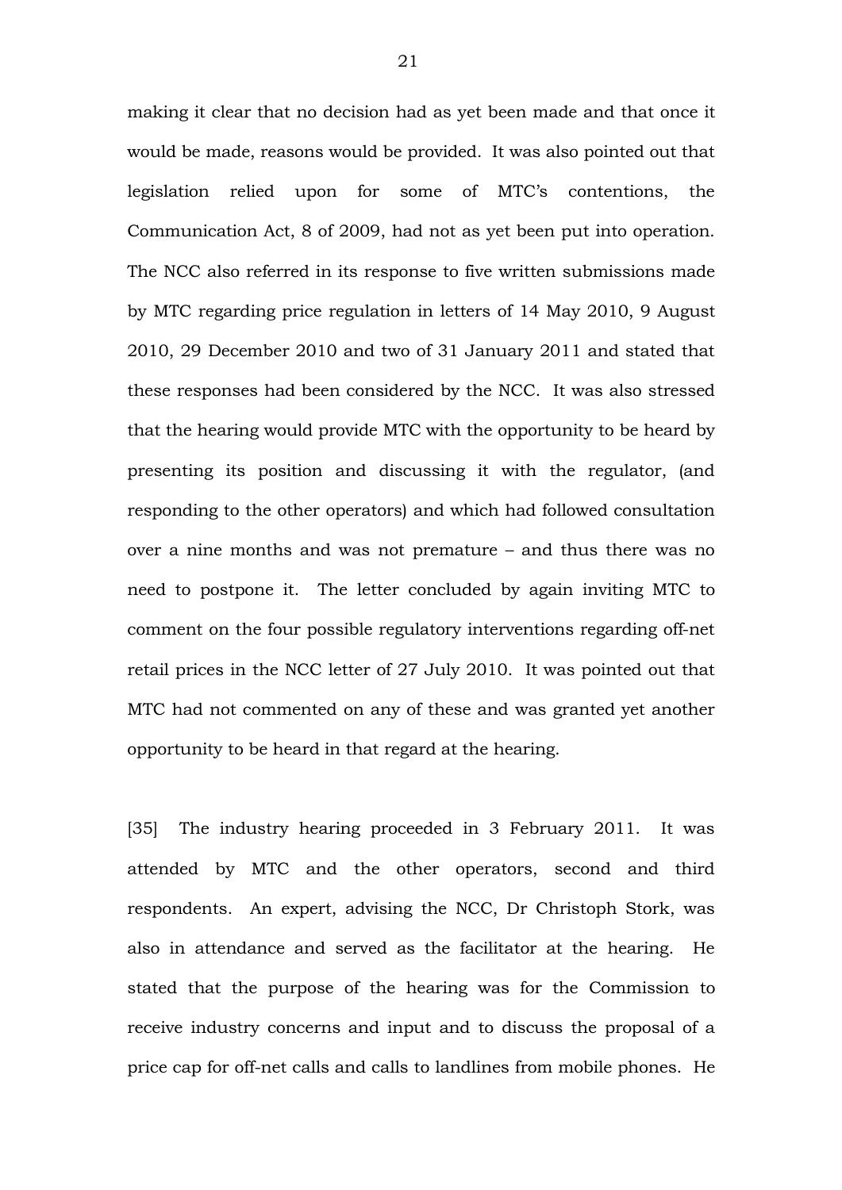making it clear that no decision had as yet been made and that once it would be made, reasons would be provided. It was also pointed out that legislation relied upon for some of MTC's contentions, the Communication Act, 8 of 2009, had not as yet been put into operation. The NCC also referred in its response to five written submissions made by MTC regarding price regulation in letters of 14 May 2010, 9 August 2010, 29 December 2010 and two of 31 January 2011 and stated that these responses had been considered by the NCC. It was also stressed that the hearing would provide MTC with the opportunity to be heard by presenting its position and discussing it with the regulator, (and responding to the other operators) and which had followed consultation over a nine months and was not premature – and thus there was no need to postpone it. The letter concluded by again inviting MTC to comment on the four possible regulatory interventions regarding off-net retail prices in the NCC letter of 27 July 2010. It was pointed out that MTC had not commented on any of these and was granted yet another opportunity to be heard in that regard at the hearing.

[35] The industry hearing proceeded in 3 February 2011. It was attended by MTC and the other operators, second and third respondents. An expert, advising the NCC, Dr Christoph Stork, was also in attendance and served as the facilitator at the hearing. He stated that the purpose of the hearing was for the Commission to receive industry concerns and input and to discuss the proposal of a price cap for off-net calls and calls to landlines from mobile phones. He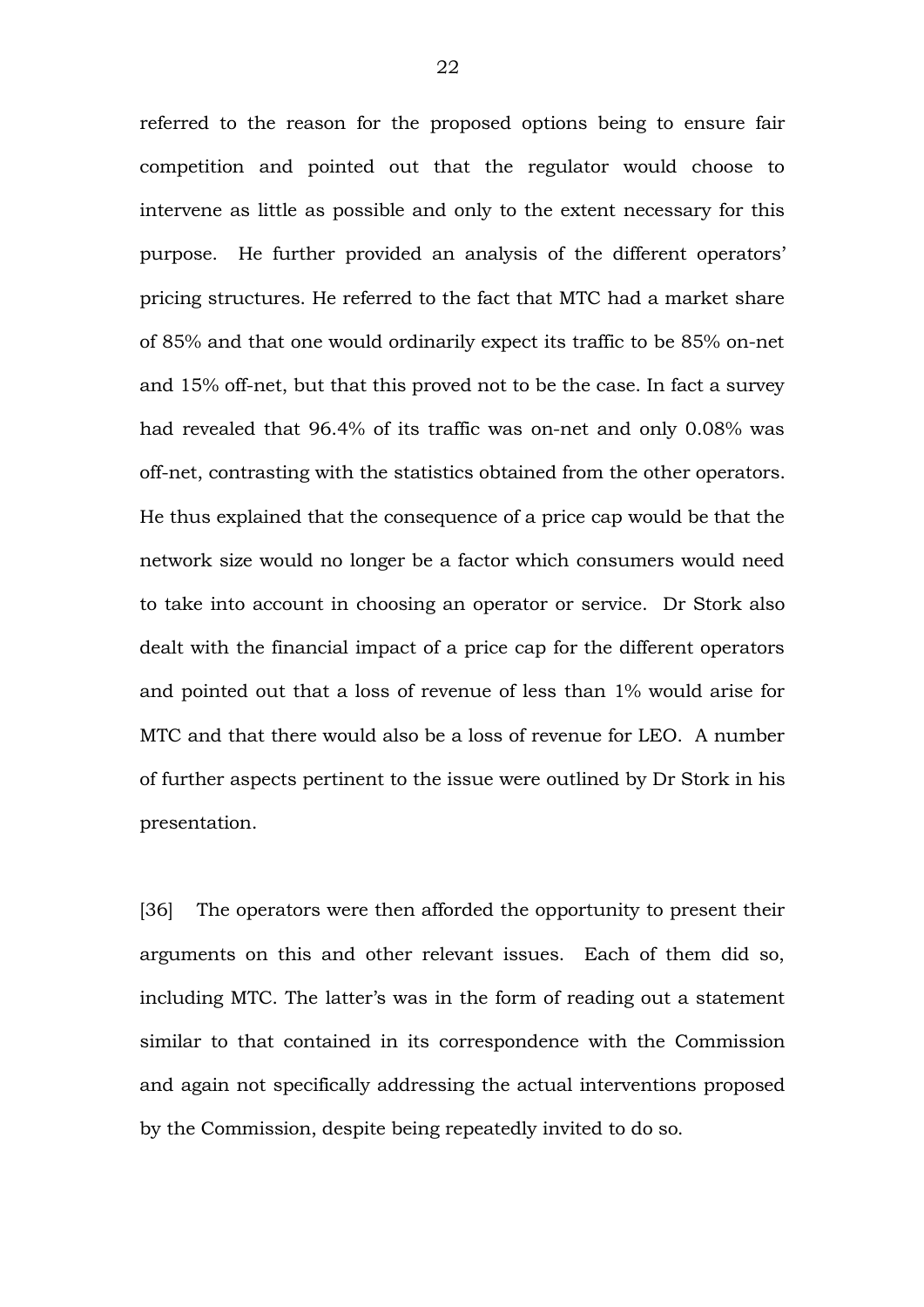referred to the reason for the proposed options being to ensure fair competition and pointed out that the regulator would choose to intervene as little as possible and only to the extent necessary for this purpose. He further provided an analysis of the different operators' pricing structures. He referred to the fact that MTC had a market share of 85% and that one would ordinarily expect its traffic to be 85% on-net and 15% off-net, but that this proved not to be the case. In fact a survey had revealed that 96.4% of its traffic was on-net and only 0.08% was off-net, contrasting with the statistics obtained from the other operators. He thus explained that the consequence of a price cap would be that the network size would no longer be a factor which consumers would need to take into account in choosing an operator or service. Dr Stork also dealt with the financial impact of a price cap for the different operators and pointed out that a loss of revenue of less than 1% would arise for MTC and that there would also be a loss of revenue for LEO. A number of further aspects pertinent to the issue were outlined by Dr Stork in his presentation.

[36] The operators were then afforded the opportunity to present their arguments on this and other relevant issues. Each of them did so, including MTC. The latter's was in the form of reading out a statement similar to that contained in its correspondence with the Commission and again not specifically addressing the actual interventions proposed by the Commission, despite being repeatedly invited to do so.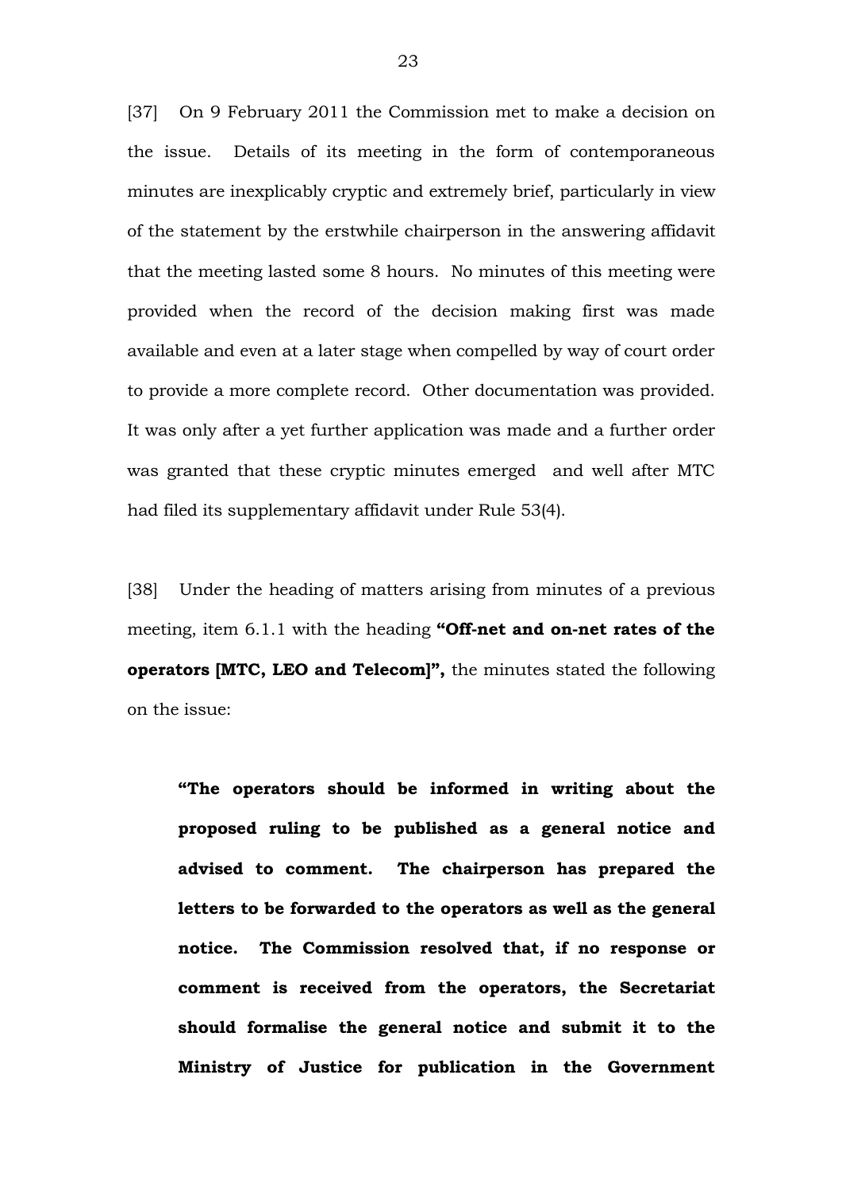[37] On 9 February 2011 the Commission met to make a decision on the issue. Details of its meeting in the form of contemporaneous minutes are inexplicably cryptic and extremely brief, particularly in view of the statement by the erstwhile chairperson in the answering affidavit that the meeting lasted some 8 hours. No minutes of this meeting were provided when the record of the decision making first was made available and even at a later stage when compelled by way of court order to provide a more complete record. Other documentation was provided. It was only after a yet further application was made and a further order was granted that these cryptic minutes emerged and well after MTC had filed its supplementary affidavit under Rule 53(4).

[38] Under the heading of matters arising from minutes of a previous meeting, item 6.1.1 with the heading **"Off-net and on-net rates of the operators [MTC, LEO and Telecom]",** the minutes stated the following on the issue:

> **"The operators should be informed in writing about the proposed ruling to be published as a general notice and advised to comment. The chairperson has prepared the letters to be forwarded to the operators as well as the general notice. The Commission resolved that, if no response or comment is received from the operators, the Secretariat should formalise the general notice and submit it to the Ministry of Justice for publication in the Government**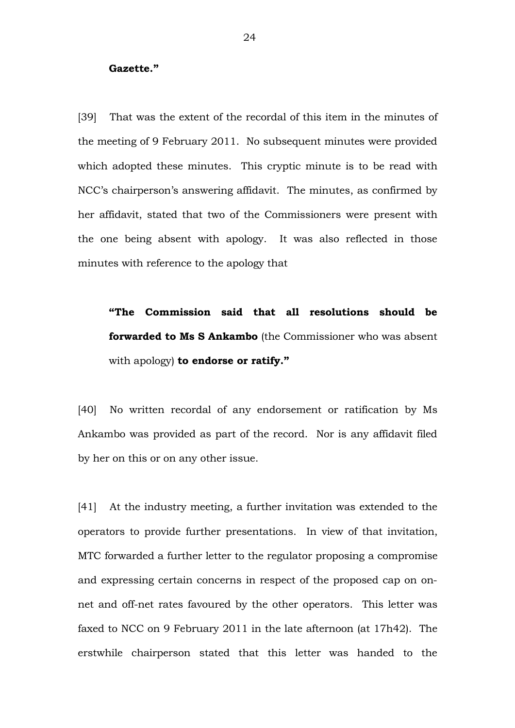**Gazette."**

[39] That was the extent of the recordal of this item in the minutes of the meeting of 9 February 2011. No subsequent minutes were provided which adopted these minutes. This cryptic minute is to be read with NCC's chairperson's answering affidavit. The minutes, as confirmed by her affidavit, stated that two of the Commissioners were present with the one being absent with apology. It was also reflected in those minutes with reference to the apology that

> **"The Commission said that all resolutions should be forwarded to Ms S Ankambo** (the Commissioner who was absent with apology) **to endorse or ratify."**

[40] No written recordal of any endorsement or ratification by Ms Ankambo was provided as part of the record. Nor is any affidavit filed by her on this or on any other issue.

[41] At the industry meeting, a further invitation was extended to the operators to provide further presentations. In view of that invitation, MTC forwarded a further letter to the regulator proposing a compromise and expressing certain concerns in respect of the proposed cap on on-net and off-net rates favoured by the other operators. This letter was faxed to NCC on 9 February 2011 in the late afternoon (at 17h42). The erstwhile chairperson stated that this letter was handed to the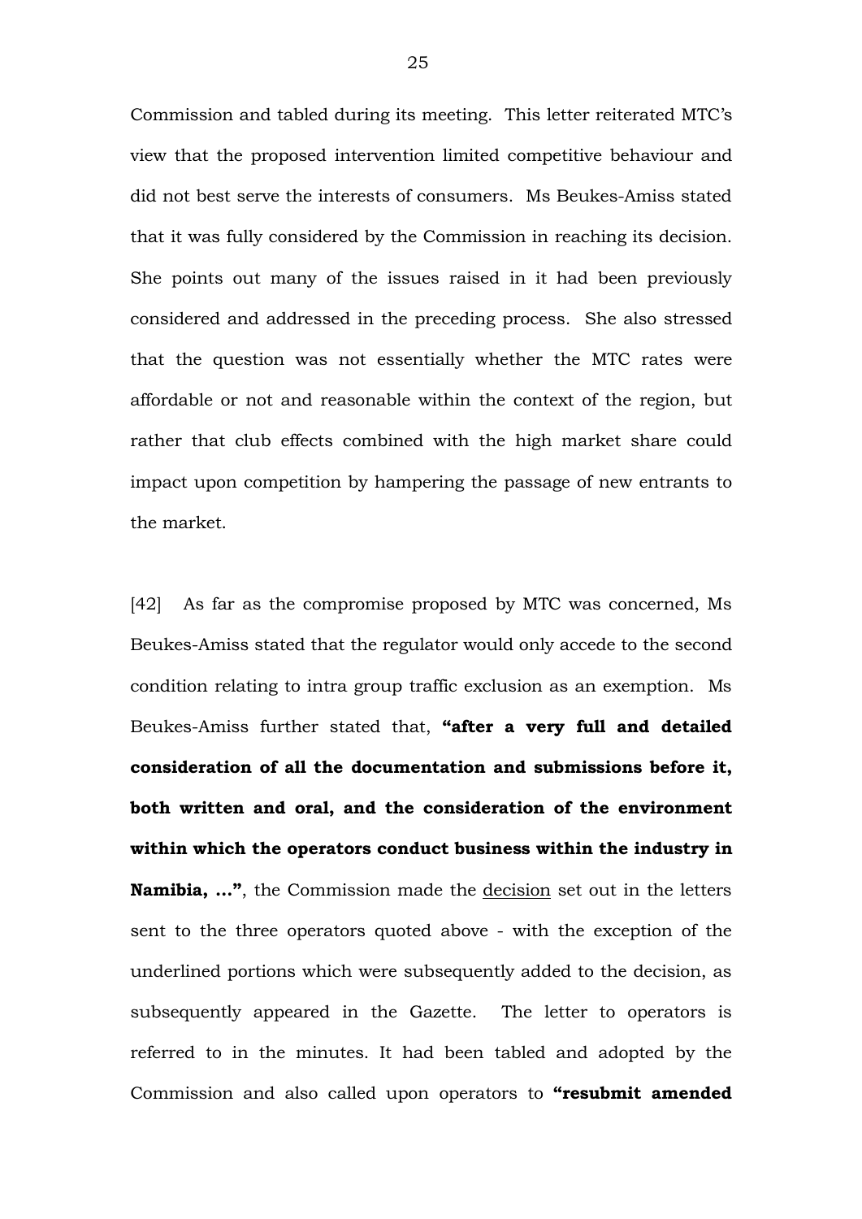Commission and tabled during its meeting. This letter reiterated MTC's view that the proposed intervention limited competitive behaviour and did not best serve the interests of consumers. Ms Beukes-Amiss stated that it was fully considered by the Commission in reaching its decision. She points out many of the issues raised in it had been previously considered and addressed in the preceding process. She also stressed that the question was not essentially whether the MTC rates were affordable or not and reasonable within the context of the region, but rather that club effects combined with the high market share could impact upon competition by hampering the passage of new entrants to the market.

[42] As far as the compromise proposed by MTC was concerned, Ms Beukes-Amiss stated that the regulator would only accede to the second condition relating to intra group traffic exclusion as an exemption. Ms Beukes-Amiss further stated that, **"after a very full and detailed consideration of all the documentation and submissions before it, both written and oral, and the consideration of the environment within which the operators conduct business within the industry in Namibia, …"**, the Commission made the <u>decision</u> set out in the letters sent to the three operators quoted above - with the exception of the underlined portions which were subsequently added to the decision, as subsequently appeared in the Gazette. The letter to operators is referred to in the minutes. It had been tabled and adopted by the Commission and also called upon operators to **"resubmit amended**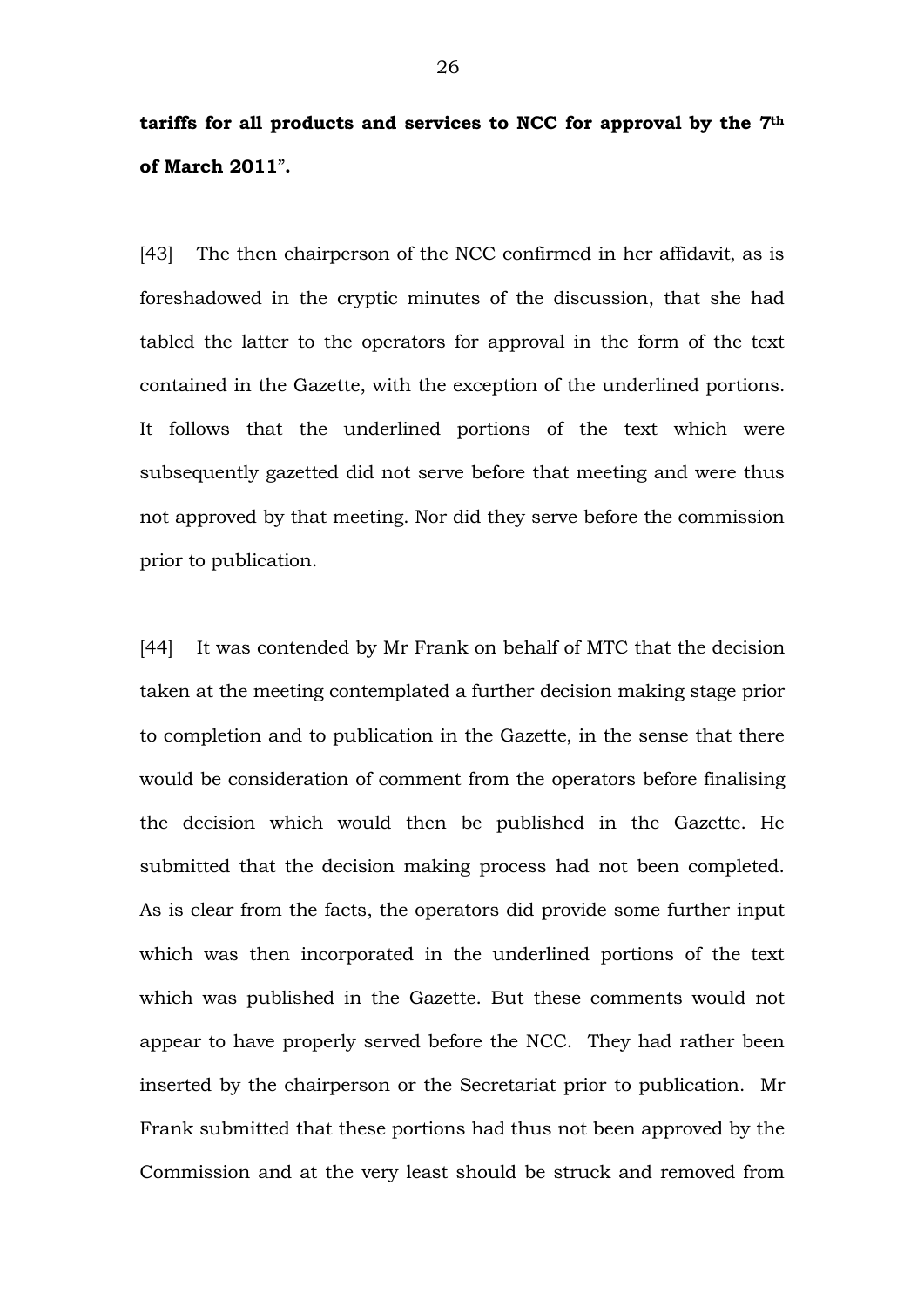**tariffs for all products and services to NCC for approval by the 7th of March 2011".**

[43] The then chairperson of the NCC confirmed in her affidavit, as is foreshadowed in the cryptic minutes of the discussion, that she had tabled the latter to the operators for approval in the form of the text contained in the Gazette, with the exception of the underlined portions. It follows that the underlined portions of the text which were subsequently gazetted did not serve before that meeting and were thus not approved by that meeting. Nor did they serve before the commission prior to publication.

[44] It was contended by Mr Frank on behalf of MTC that the decision taken at the meeting contemplated a further decision making stage prior to completion and to publication in the Gazette, in the sense that there would be consideration of comment from the operators before finalising the decision which would then be published in the Gazette. He submitted that the decision making process had not been completed. As is clear from the facts, the operators did provide some further input which was then incorporated in the underlined portions of the text which was published in the Gazette. But these comments would not appear to have properly served before the NCC. They had rather been inserted by the chairperson or the Secretariat prior to publication. Mr Frank submitted that these portions had thus not been approved by the Commission and at the very least should be struck and removed from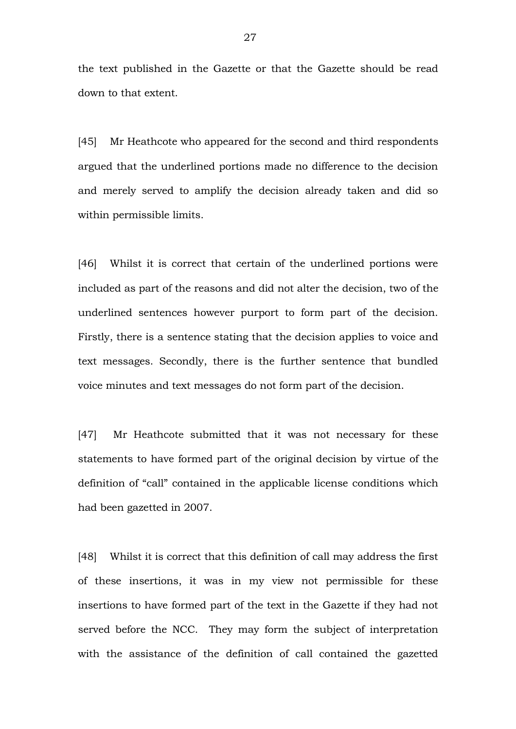the text published in the Gazette or that the Gazette should be read down to that extent.

[45] Mr Heathcote who appeared for the second and third respondents argued that the underlined portions made no difference to the decision and merely served to amplify the decision already taken and did so within permissible limits.

[46] Whilst it is correct that certain of the underlined portions were included as part of the reasons and did not alter the decision, two of the underlined sentences however purport to form part of the decision. Firstly, there is a sentence stating that the decision applies to voice and text messages. Secondly, there is the further sentence that bundled voice minutes and text messages do not form part of the decision.

[47] Mr Heathcote submitted that it was not necessary for these statements to have formed part of the original decision by virtue of the definition of "call" contained in the applicable license conditions which had been gazetted in 2007.

[48] Whilst it is correct that this definition of call may address the first of these insertions, it was in my view not permissible for these insertions to have formed part of the text in the Gazette if they had not served before the NCC. They may form the subject of interpretation with the assistance of the definition of call contained the gazetted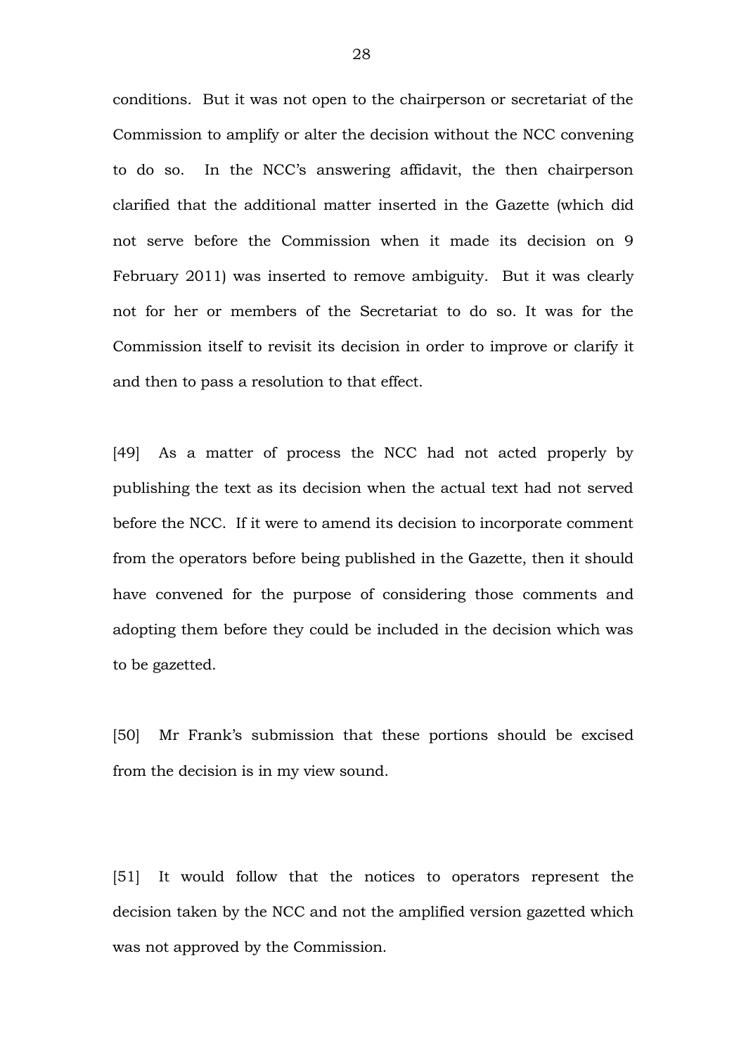conditions. But it was not open to the chairperson or secretariat of the Commission to amplify or alter the decision without the NCC convening to do so. In the NCC's answering affidavit, the then chairperson clarified that the additional matter inserted in the Gazette (which did not serve before the Commission when it made its decision on 9 February 2011) was inserted to remove ambiguity. But it was clearly not for her or members of the Secretariat to do so. It was for the Commission itself to revisit its decision in order to improve or clarify it and then to pass a resolution to that effect.

[49] As a matter of process the NCC had not acted properly by publishing the text as its decision when the actual text had not served before the NCC. If it were to amend its decision to incorporate comment from the operators before being published in the Gazette, then it should have convened for the purpose of considering those comments and adopting them before they could be included in the decision which was to be gazetted.

[50] Mr Frank's submission that these portions should be excised from the decision is in my view sound.

[51] It would follow that the notices to operators represent the decision taken by the NCC and not the amplified version gazetted which was not approved by the Commission.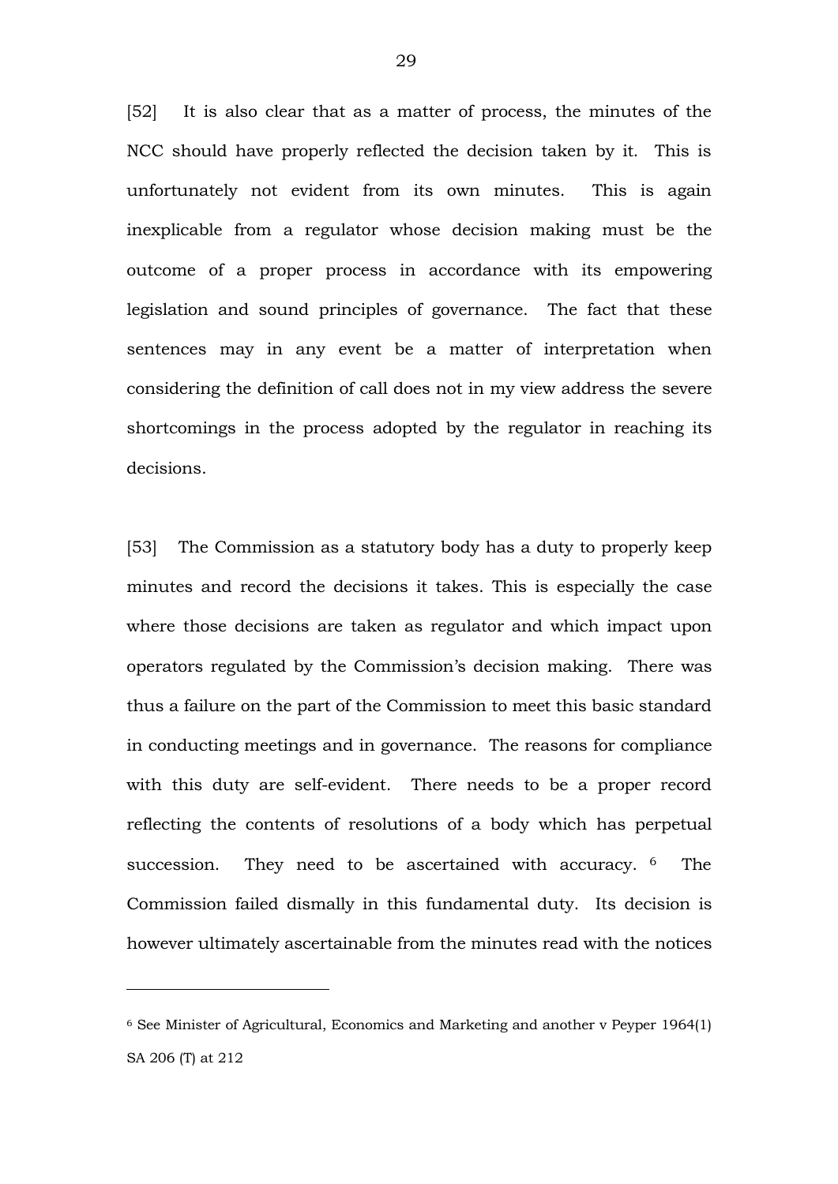[52] It is also clear that as a matter of process, the minutes of the NCC should have properly reflected the decision taken by it. This is unfortunately not evident from its own minutes. This is again inexplicable from a regulator whose decision making must be the outcome of a proper process in accordance with its empowering legislation and sound principles of governance. The fact that these sentences may in any event be a matter of interpretation when considering the definition of call does not in my view address the severe shortcomings in the process adopted by the regulator in reaching its decisions.

[53] The Commission as a statutory body has a duty to properly keep minutes and record the decisions it takes. This is especially the case where those decisions are taken as regulator and which impact upon operators regulated by the Commission's decision making. There was thus a failure on the part of the Commission to meet this basic standard in conducting meetings and in governance. The reasons for compliance with this duty are self-evident. There needs to be a proper record reflecting the contents of resolutions of a body which has perpetual succession. They need to be ascertained with accuracy. [6] The Commission failed dismally in this fundamental duty. Its decision is however ultimately ascertainable from the minutes read with the notices

---

[6] See Minister of Agricultural, Economics and Marketing and another v Peyper 1964(1) SA 206 (T) at 212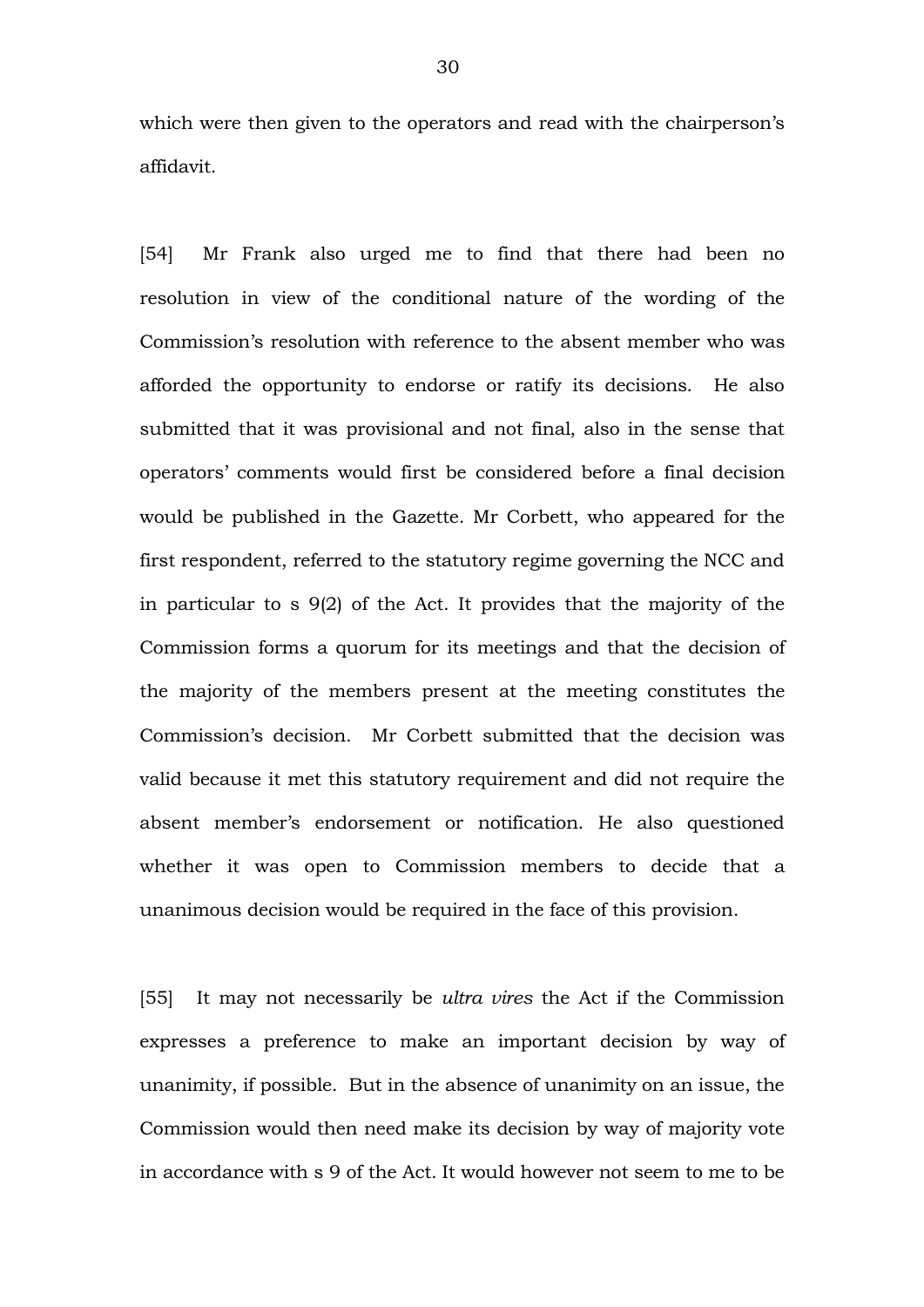which were then given to the operators and read with the chairperson's affidavit.

[54] Mr Frank also urged me to find that there had been no resolution in view of the conditional nature of the wording of the Commission's resolution with reference to the absent member who was afforded the opportunity to endorse or ratify its decisions. He also submitted that it was provisional and not final, also in the sense that operators' comments would first be considered before a final decision would be published in the Gazette. Mr Corbett, who appeared for the first respondent, referred to the statutory regime governing the NCC and in particular to s 9(2) of the Act. It provides that the majority of the Commission forms a quorum for its meetings and that the decision of the majority of the members present at the meeting constitutes the Commission's decision. Mr Corbett submitted that the decision was valid because it met this statutory requirement and did not require the absent member's endorsement or notification. He also questioned whether it was open to Commission members to decide that a unanimous decision would be required in the face of this provision.

[55] It may not necessarily be *ultra vires* the Act if the Commission expresses a preference to make an important decision by way of unanimity, if possible. But in the absence of unanimity on an issue, the Commission would then need make its decision by way of majority vote in accordance with s 9 of the Act. It would however not seem to me to be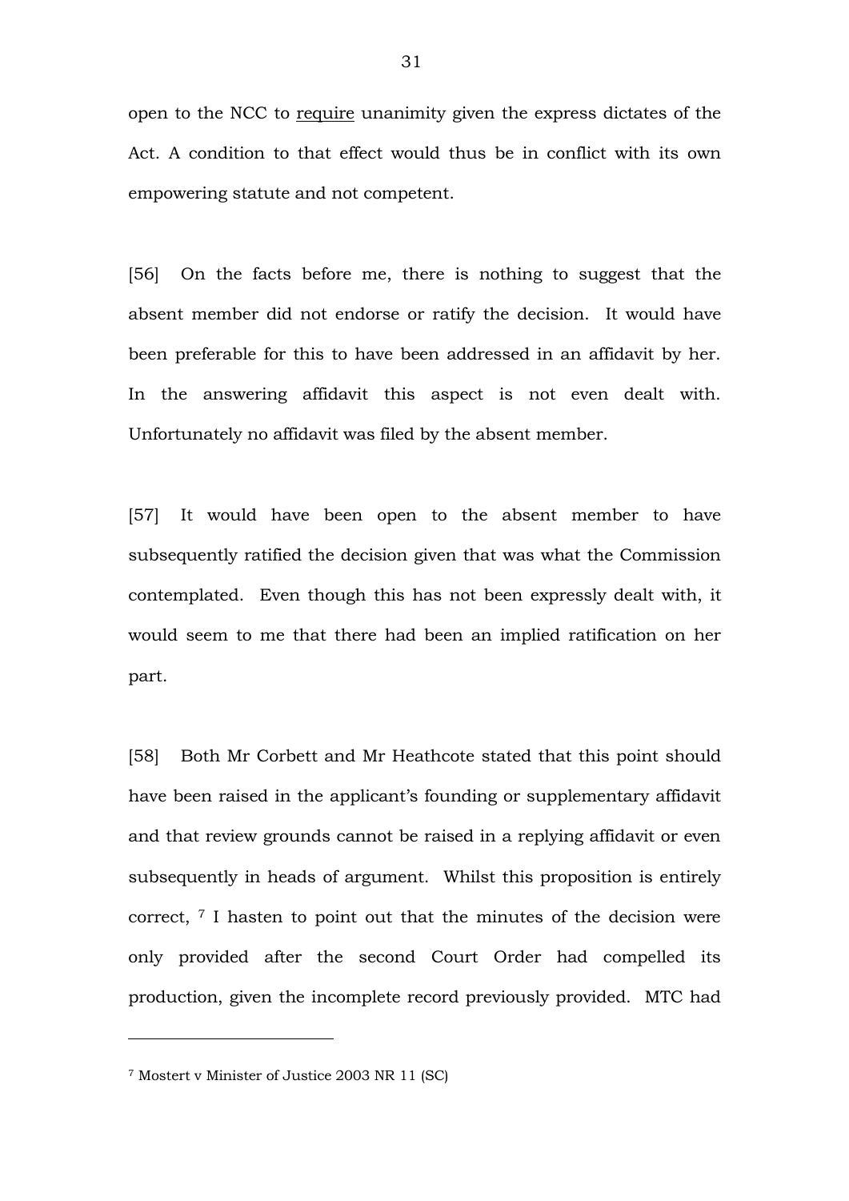open to the NCC to <u>require</u> unanimity given the express dictates of the Act. A condition to that effect would thus be in conflict with its own empowering statute and not competent.

[56] On the facts before me, there is nothing to suggest that the absent member did not endorse or ratify the decision. It would have been preferable for this to have been addressed in an affidavit by her. In the answering affidavit this aspect is not even dealt with. Unfortunately no affidavit was filed by the absent member.

[57] It would have been open to the absent member to have subsequently ratified the decision given that was what the Commission contemplated. Even though this has not been expressly dealt with, it would seem to me that there had been an implied ratification on her part.

[58] Both Mr Corbett and Mr Heathcote stated that this point should have been raised in the applicant's founding or supplementary affidavit and that review grounds cannot be raised in a replying affidavit or even subsequently in heads of argument. Whilst this proposition is entirely correct, [7] I hasten to point out that the minutes of the decision were only provided after the second Court Order had compelled its production, given the incomplete record previously provided. MTC had

---

[7] Mostert v Minister of Justice 2003 NR 11 (SC)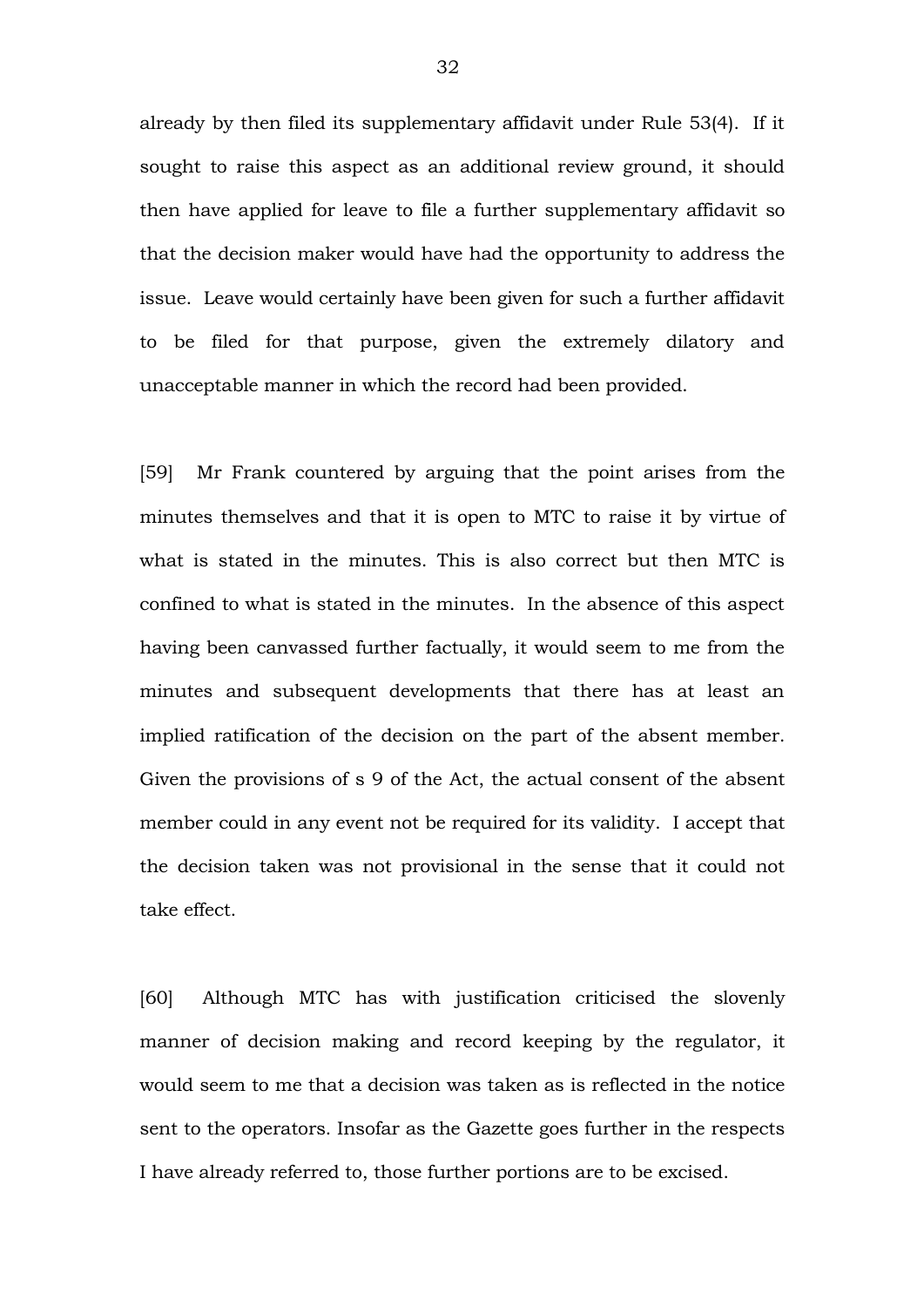already by then filed its supplementary affidavit under Rule 53(4). If it sought to raise this aspect as an additional review ground, it should then have applied for leave to file a further supplementary affidavit so that the decision maker would have had the opportunity to address the issue. Leave would certainly have been given for such a further affidavit to be filed for that purpose, given the extremely dilatory and unacceptable manner in which the record had been provided.

[59] Mr Frank countered by arguing that the point arises from the minutes themselves and that it is open to MTC to raise it by virtue of what is stated in the minutes. This is also correct but then MTC is confined to what is stated in the minutes. In the absence of this aspect having been canvassed further factually, it would seem to me from the minutes and subsequent developments that there has at least an implied ratification of the decision on the part of the absent member. Given the provisions of s 9 of the Act, the actual consent of the absent member could in any event not be required for its validity. I accept that the decision taken was not provisional in the sense that it could not take effect.

[60] Although MTC has with justification criticised the slovenly manner of decision making and record keeping by the regulator, it would seem to me that a decision was taken as is reflected in the notice sent to the operators. Insofar as the Gazette goes further in the respects I have already referred to, those further portions are to be excised.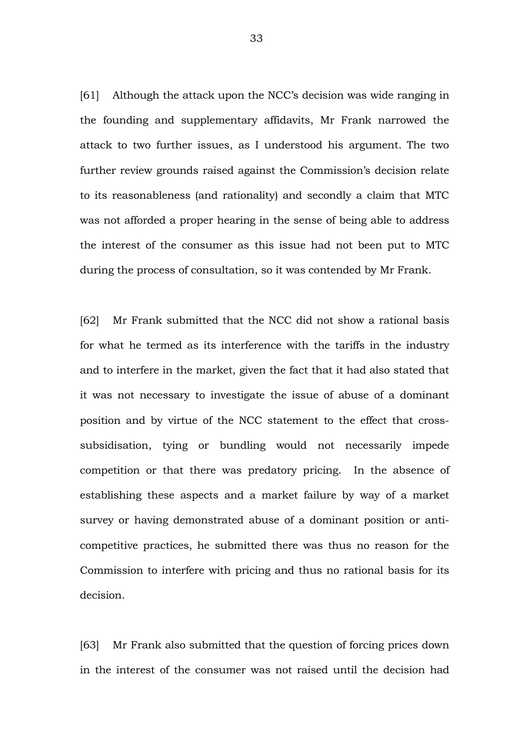[61] Although the attack upon the NCC's decision was wide ranging in the founding and supplementary affidavits, Mr Frank narrowed the attack to two further issues, as I understood his argument. The two further review grounds raised against the Commission's decision relate to its reasonableness (and rationality) and secondly a claim that MTC was not afforded a proper hearing in the sense of being able to address the interest of the consumer as this issue had not been put to MTC during the process of consultation, so it was contended by Mr Frank.

[62] Mr Frank submitted that the NCC did not show a rational basis for what he termed as its interference with the tariffs in the industry and to interfere in the market, given the fact that it had also stated that it was not necessary to investigate the issue of abuse of a dominant position and by virtue of the NCC statement to the effect that cross-subsidisation, tying or bundling would not necessarily impede competition or that there was predatory pricing. In the absence of establishing these aspects and a market failure by way of a market survey or having demonstrated abuse of a dominant position or anti-competitive practices, he submitted there was thus no reason for the Commission to interfere with pricing and thus no rational basis for its decision.

[63] Mr Frank also submitted that the question of forcing prices down in the interest of the consumer was not raised until the decision had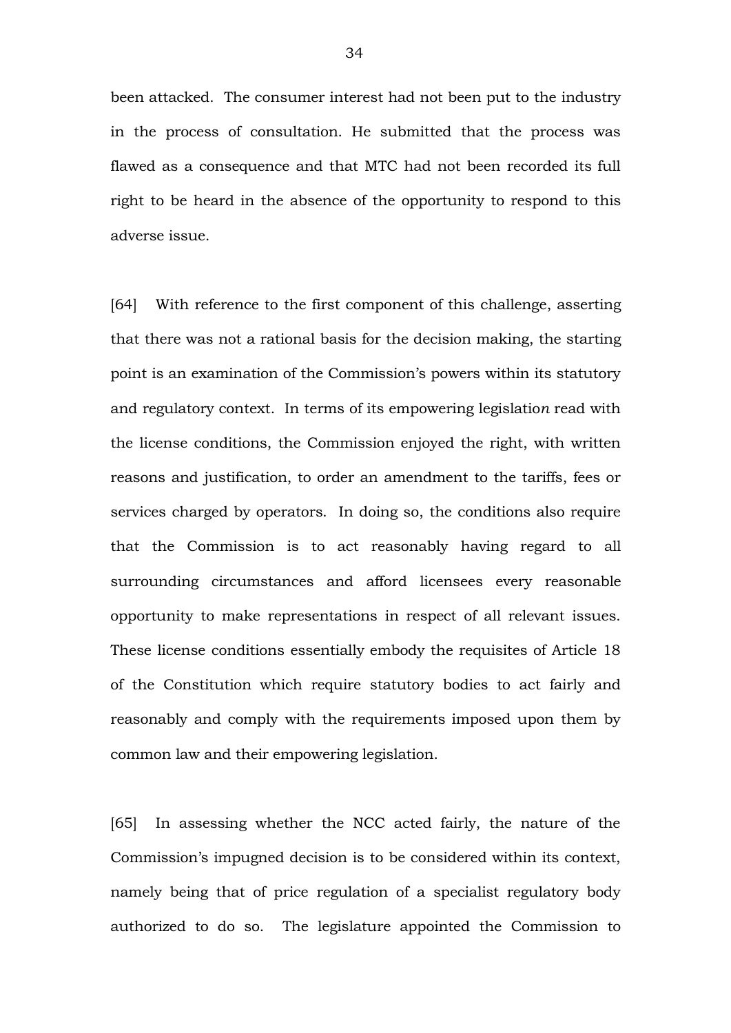been attacked. The consumer interest had not been put to the industry in the process of consultation. He submitted that the process was flawed as a consequence and that MTC had not been recorded its full right to be heard in the absence of the opportunity to respond to this adverse issue.

[64] With reference to the first component of this challenge, asserting that there was not a rational basis for the decision making, the starting point is an examination of the Commission's powers within its statutory and regulatory context. In terms of its empowering legislatio*n* read with the license conditions, the Commission enjoyed the right, with written reasons and justification, to order an amendment to the tariffs, fees or services charged by operators. In doing so, the conditions also require that the Commission is to act reasonably having regard to all surrounding circumstances and afford licensees every reasonable opportunity to make representations in respect of all relevant issues. These license conditions essentially embody the requisites of Article 18 of the Constitution which require statutory bodies to act fairly and reasonably and comply with the requirements imposed upon them by common law and their empowering legislation.

[65] In assessing whether the NCC acted fairly, the nature of the Commission's impugned decision is to be considered within its context, namely being that of price regulation of a specialist regulatory body authorized to do so. The legislature appointed the Commission to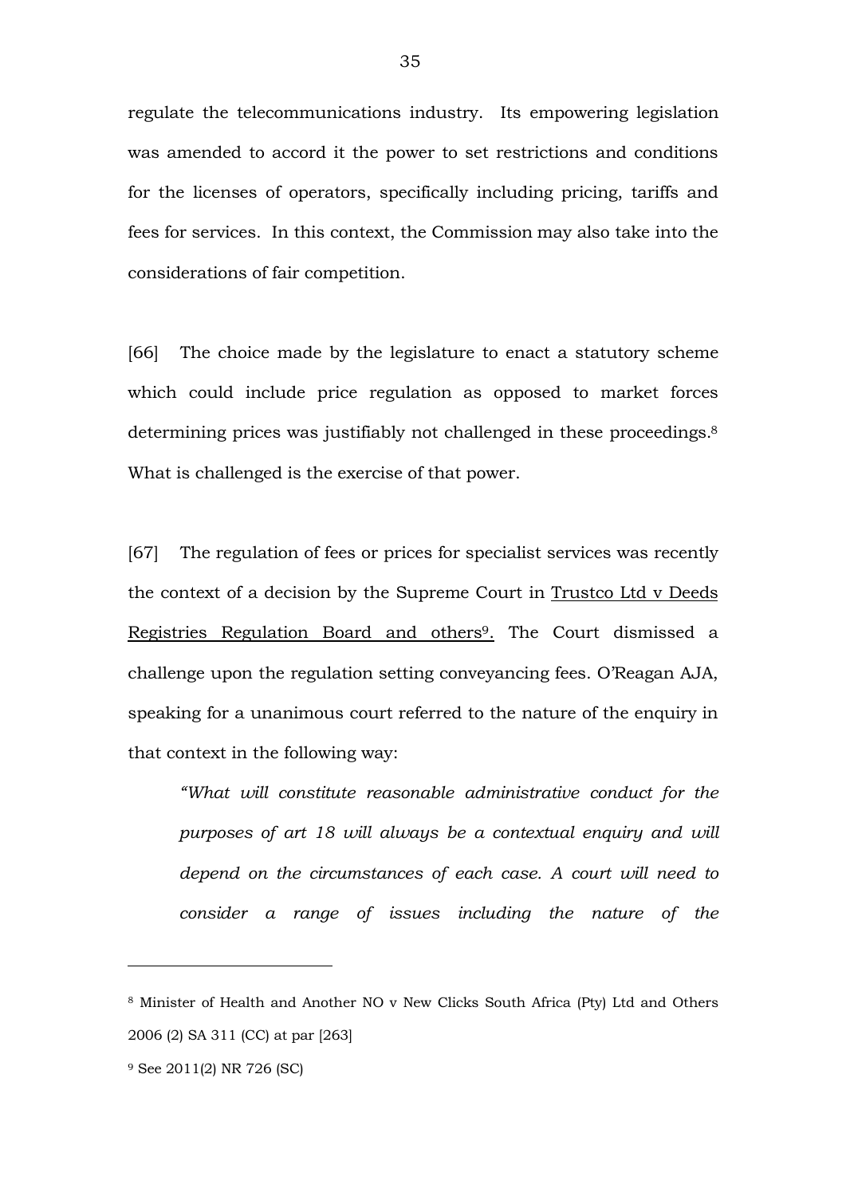regulate the telecommunications industry. Its empowering legislation was amended to accord it the power to set restrictions and conditions for the licenses of operators, specifically including pricing, tariffs and fees for services. In this context, the Commission may also take into the considerations of fair competition.

[66] The choice made by the legislature to enact a statutory scheme which could include price regulation as opposed to market forces determining prices was justifiably not challenged in these proceedings.[8] What is challenged is the exercise of that power.

[67] The regulation of fees or prices for specialist services was recently the context of a decision by the Supreme Court in Trustco Ltd v Deeds Registries Regulation Board and others[9]. The Court dismissed a challenge upon the regulation setting conveyancing fees. O'Reagan AJA, speaking for a unanimous court referred to the nature of the enquiry in that context in the following way:

> *"What will constitute reasonable administrative conduct for the purposes of art 18 will always be a contextual enquiry and will depend on the circumstances of each case. A court will need to consider a range of issues including the nature of the*

---

[8] Minister of Health and Another NO v New Clicks South Africa (Pty) Ltd and Others 2006 (2) SA 311 (CC) at par [263]

[9] See 2011(2) NR 726 (SC)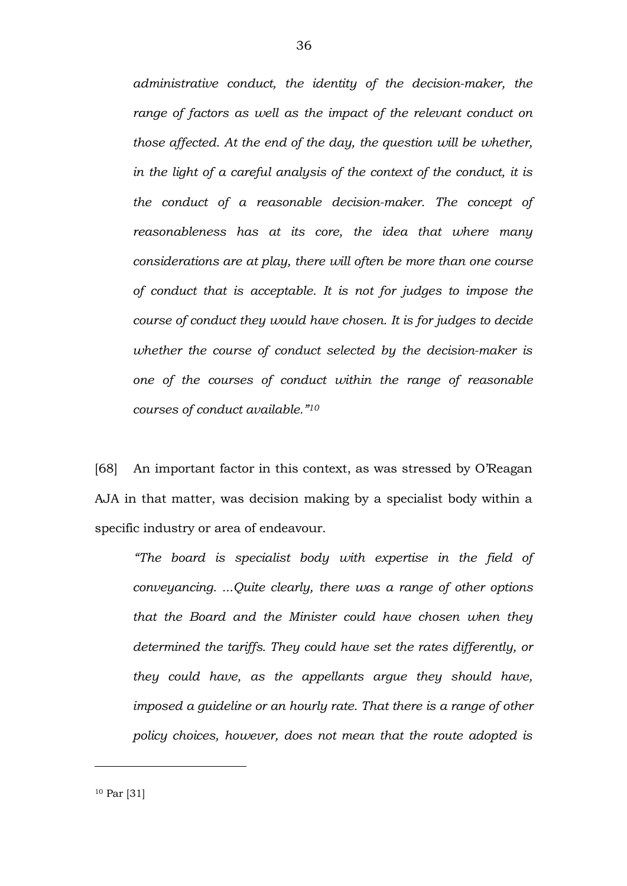*administrative conduct, the identity of the decision-maker, the range of factors as well as the impact of the relevant conduct on those affected. At the end of the day, the question will be whether, in the light of a careful analysis of the context of the conduct, it is the conduct of a reasonable decision-maker. The concept of reasonableness has at its core, the idea that where many considerations are at play, there will often be more than one course of conduct that is acceptable. It is not for judges to impose the course of conduct they would have chosen. It is for judges to decide whether the course of conduct selected by the decision-maker is one of the courses of conduct within the range of reasonable courses of conduct available."*[10]

[68] An important factor in this context, as was stressed by O'Reagan AJA in that matter, was decision making by a specialist body within a specific industry or area of endeavour.

> *"The board is specialist body with expertise in the field of conveyancing. ...Quite clearly, there was a range of other options that the Board and the Minister could have chosen when they determined the tariffs. They could have set the rates differently, or they could have, as the appellants argue they should have, imposed a guideline or an hourly rate. That there is a range of other policy choices, however, does not mean that the route adopted is*

---

[10] Par [31]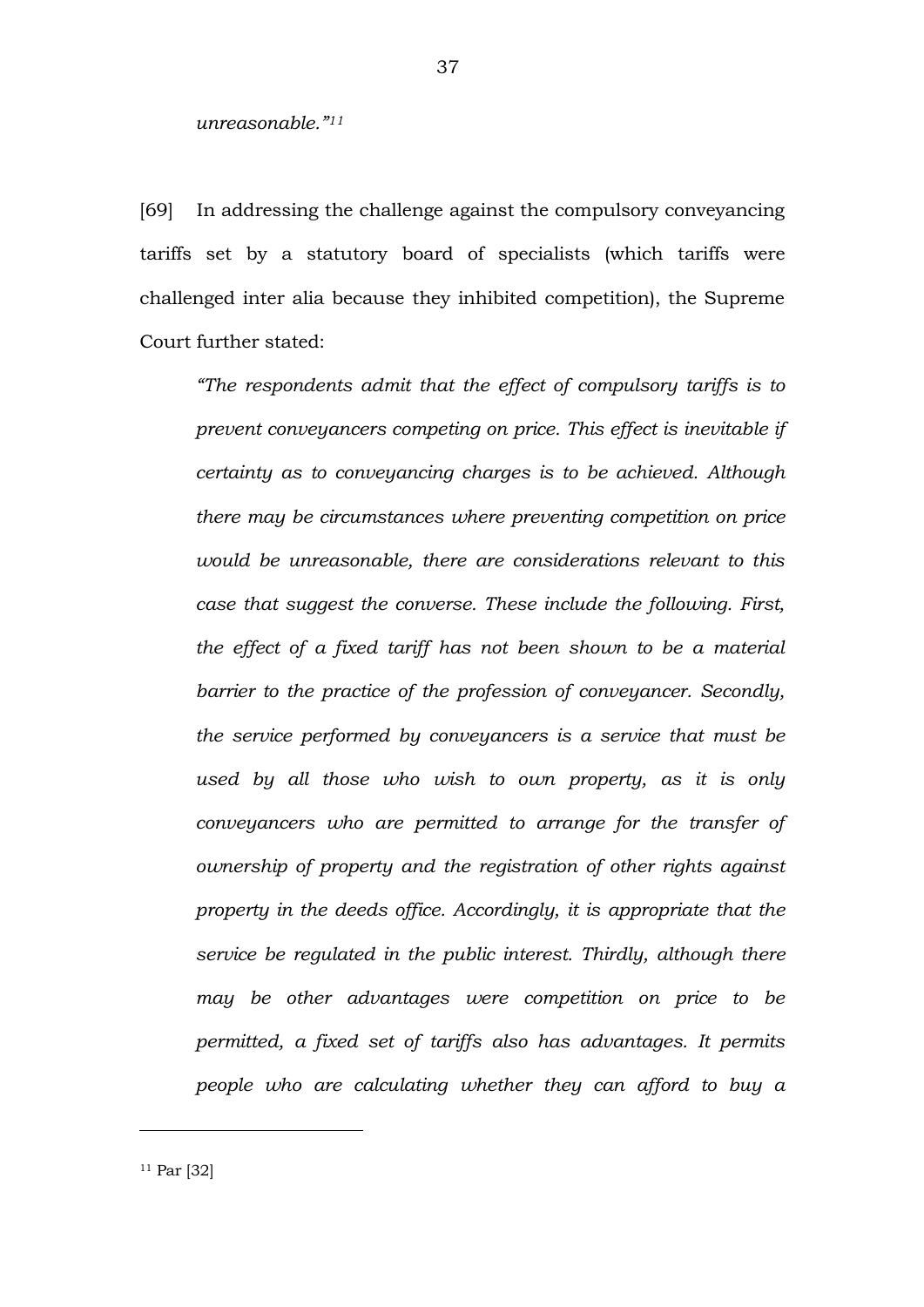*unreasonable."*[11]

[69] In addressing the challenge against the compulsory conveyancing tariffs set by a statutory board of specialists (which tariffs were challenged inter alia because they inhibited competition), the Supreme Court further stated:

> *"The respondents admit that the effect of compulsory tariffs is to prevent conveyancers competing on price. This effect is inevitable if certainty as to conveyancing charges is to be achieved. Although there may be circumstances where preventing competition on price would be unreasonable, there are considerations relevant to this case that suggest the converse. These include the following. First, the effect of a fixed tariff has not been shown to be a material barrier to the practice of the profession of conveyancer. Secondly, the service performed by conveyancers is a service that must be used by all those who wish to own property, as it is only conveyancers who are permitted to arrange for the transfer of ownership of property and the registration of other rights against property in the deeds office. Accordingly, it is appropriate that the service be regulated in the public interest. Thirdly, although there may be other advantages were competition on price to be permitted, a fixed set of tariffs also has advantages. It permits people who are calculating whether they can afford to buy a*

---

[11] Par [32]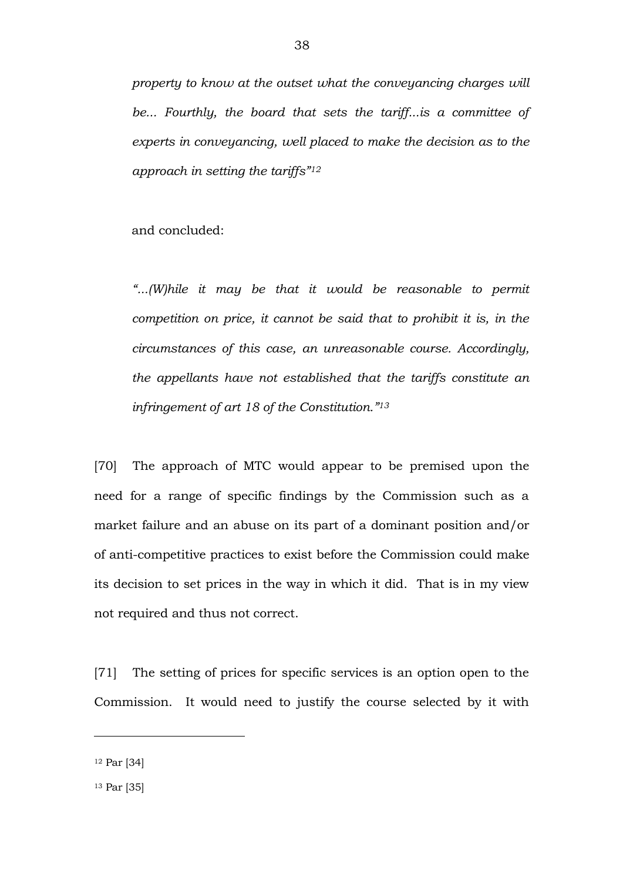*property to know at the outset what the conveyancing charges will be... Fourthly, the board that sets the tariff...is a committee of experts in conveyancing, well placed to make the decision as to the approach in setting the tariffs"*[12]

and concluded:

*"...(W)hile it may be that it would be reasonable to permit competition on price, it cannot be said that to prohibit it is, in the circumstances of this case, an unreasonable course. Accordingly, the appellants have not established that the tariffs constitute an infringement of art 18 of the Constitution."*[13]

[70] The approach of MTC would appear to be premised upon the need for a range of specific findings by the Commission such as a market failure and an abuse on its part of a dominant position and/or of anti-competitive practices to exist before the Commission could make its decision to set prices in the way in which it did. That is in my view not required and thus not correct.

[71] The setting of prices for specific services is an option open to the Commission. It would need to justify the course selected by it with

---

[12] Par [34]

[13] Par [35]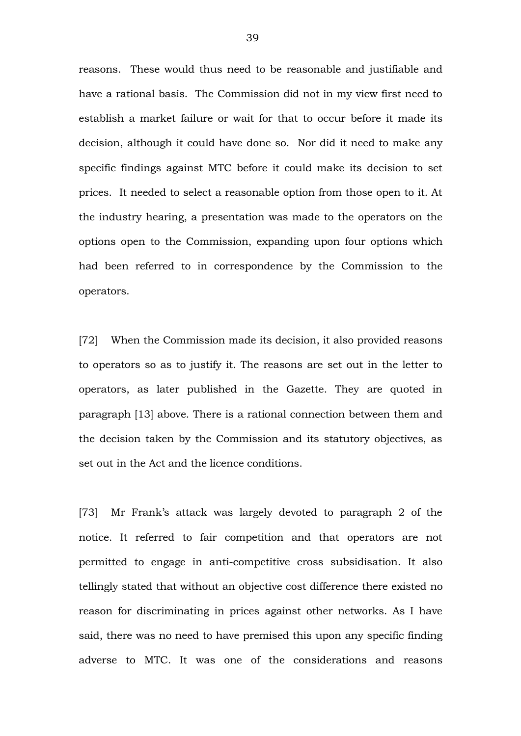reasons. These would thus need to be reasonable and justifiable and have a rational basis. The Commission did not in my view first need to establish a market failure or wait for that to occur before it made its decision, although it could have done so. Nor did it need to make any specific findings against MTC before it could make its decision to set prices. It needed to select a reasonable option from those open to it. At the industry hearing, a presentation was made to the operators on the options open to the Commission, expanding upon four options which had been referred to in correspondence by the Commission to the operators.

[72] When the Commission made its decision, it also provided reasons to operators so as to justify it. The reasons are set out in the letter to operators, as later published in the Gazette. They are quoted in paragraph [13] above. There is a rational connection between them and the decision taken by the Commission and its statutory objectives, as set out in the Act and the licence conditions.

[73] Mr Frank's attack was largely devoted to paragraph 2 of the notice. It referred to fair competition and that operators are not permitted to engage in anti-competitive cross subsidisation. It also tellingly stated that without an objective cost difference there existed no reason for discriminating in prices against other networks. As I have said, there was no need to have premised this upon any specific finding adverse to MTC. It was one of the considerations and reasons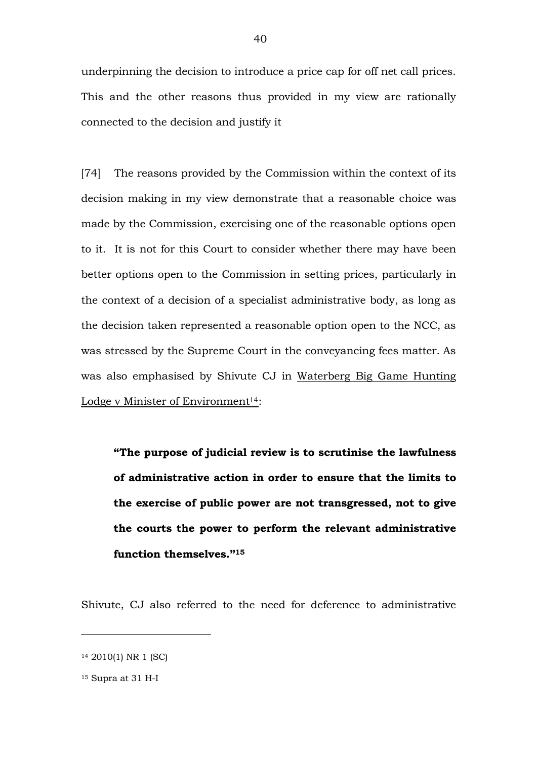underpinning the decision to introduce a price cap for off net call prices. This and the other reasons thus provided in my view are rationally connected to the decision and justify it

[74] The reasons provided by the Commission within the context of its decision making in my view demonstrate that a reasonable choice was made by the Commission, exercising one of the reasonable options open to it. It is not for this Court to consider whether there may have been better options open to the Commission in setting prices, particularly in the context of a decision of a specialist administrative body, as long as the decision taken represented a reasonable option open to the NCC, as was stressed by the Supreme Court in the conveyancing fees matter. As was also emphasised by Shivute CJ in Waterberg Big Game Hunting Lodge v Minister of Environment[14]:

> **"The purpose of judicial review is to scrutinise the lawfulness of administrative action in order to ensure that the limits to the exercise of public power are not transgressed, not to give the courts the power to perform the relevant administrative function themselves."[15]**

Shivute, CJ also referred to the need for deference to administrative

---

[14] 2010(1) NR 1 (SC)

[15] Supra at 31 H-I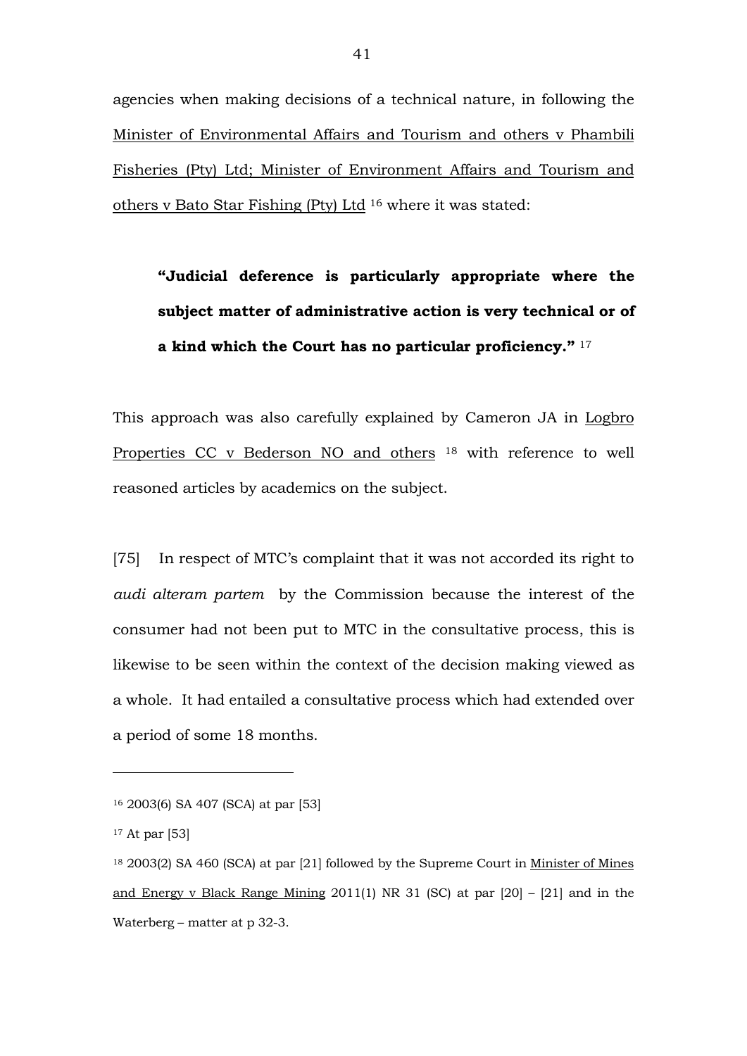agencies when making decisions of a technical nature, in following the Minister of Environmental Affairs and Tourism and others v Phambili Fisheries (Pty) Ltd; Minister of Environment Affairs and Tourism and others v Bato Star Fishing (Pty) Ltd [16] where it was stated:

> **"Judicial deference is particularly appropriate where the subject matter of administrative action is very technical or of a kind which the Court has no particular proficiency."** [17]

This approach was also carefully explained by Cameron JA in Logbro Properties CC v Bederson NO and others [18] with reference to well reasoned articles by academics on the subject.

[75] In respect of MTC's complaint that it was not accorded its right to *audi alteram partem* by the Commission because the interest of the consumer had not been put to MTC in the consultative process, this is likewise to be seen within the context of the decision making viewed as a whole. It had entailed a consultative process which had extended over a period of some 18 months.

---

[16] 2003(6) SA 407 (SCA) at par [53]

[17] At par [53]

[18] 2003(2) SA 460 (SCA) at par [21] followed by the Supreme Court in Minister of Mines and Energy v Black Range Mining 2011(1) NR 31 (SC) at par [20] – [21] and in the Waterberg – matter at p 32-3.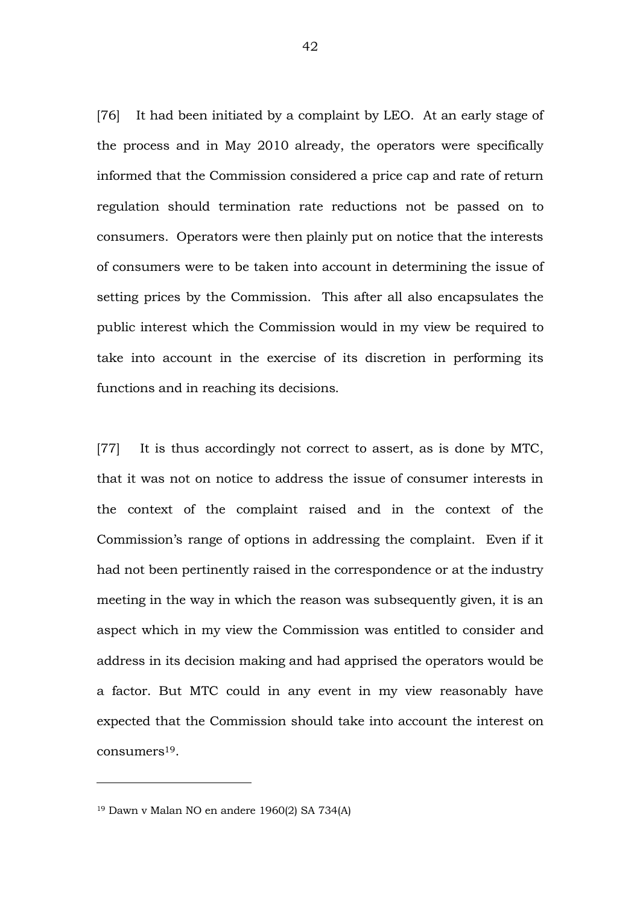[76] It had been initiated by a complaint by LEO. At an early stage of the process and in May 2010 already, the operators were specifically informed that the Commission considered a price cap and rate of return regulation should termination rate reductions not be passed on to consumers. Operators were then plainly put on notice that the interests of consumers were to be taken into account in determining the issue of setting prices by the Commission. This after all also encapsulates the public interest which the Commission would in my view be required to take into account in the exercise of its discretion in performing its functions and in reaching its decisions.

[77] It is thus accordingly not correct to assert, as is done by MTC, that it was not on notice to address the issue of consumer interests in the context of the complaint raised and in the context of the Commission's range of options in addressing the complaint. Even if it had not been pertinently raised in the correspondence or at the industry meeting in the way in which the reason was subsequently given, it is an aspect which in my view the Commission was entitled to consider and address in its decision making and had apprised the operators would be a factor. But MTC could in any event in my view reasonably have expected that the Commission should take into account the interest on consumers[19].

---

[19] Dawn v Malan NO en andere 1960(2) SA 734(A)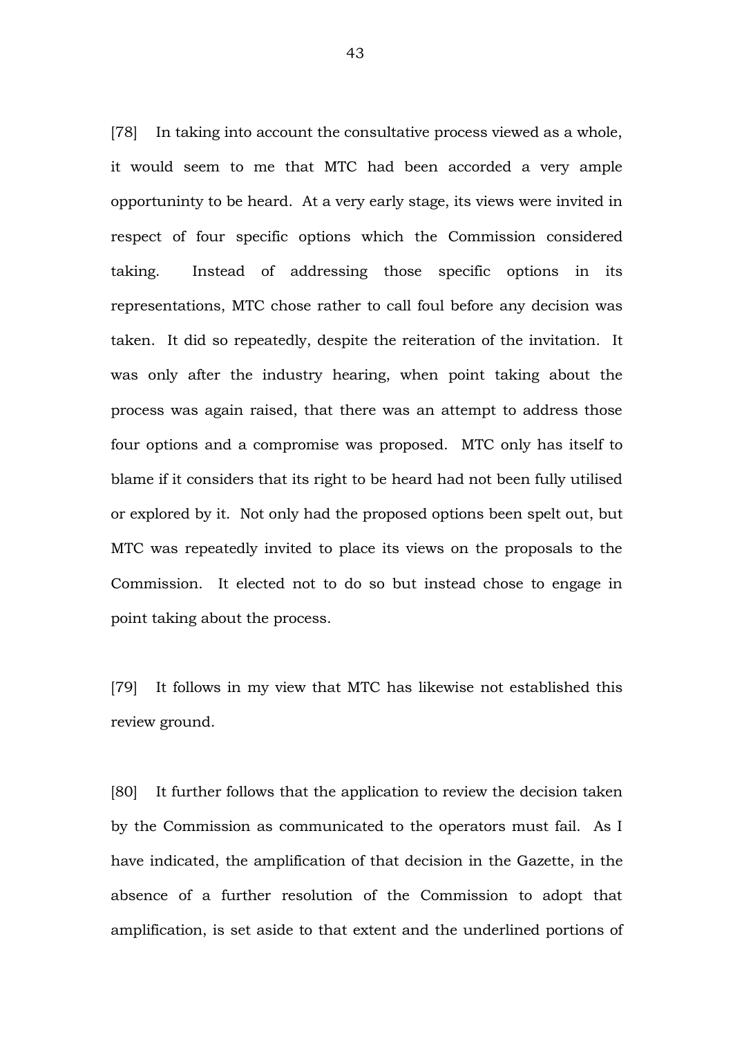[78] In taking into account the consultative process viewed as a whole, it would seem to me that MTC had been accorded a very ample opportuninty to be heard. At a very early stage, its views were invited in respect of four specific options which the Commission considered taking. Instead of addressing those specific options in its representations, MTC chose rather to call foul before any decision was taken. It did so repeatedly, despite the reiteration of the invitation. It was only after the industry hearing, when point taking about the process was again raised, that there was an attempt to address those four options and a compromise was proposed. MTC only has itself to blame if it considers that its right to be heard had not been fully utilised or explored by it. Not only had the proposed options been spelt out, but MTC was repeatedly invited to place its views on the proposals to the Commission. It elected not to do so but instead chose to engage in point taking about the process.

[79] It follows in my view that MTC has likewise not established this review ground.

[80] It further follows that the application to review the decision taken by the Commission as communicated to the operators must fail. As I have indicated, the amplification of that decision in the Gazette, in the absence of a further resolution of the Commission to adopt that amplification, is set aside to that extent and the underlined portions of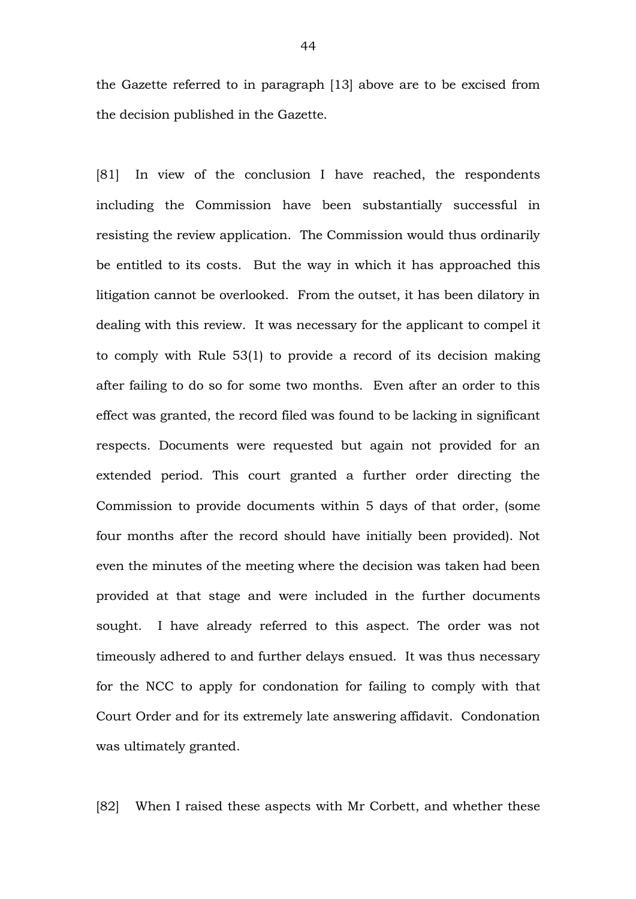the Gazette referred to in paragraph [13] above are to be excised from the decision published in the Gazette.

[81] In view of the conclusion I have reached, the respondents including the Commission have been substantially successful in resisting the review application. The Commission would thus ordinarily be entitled to its costs. But the way in which it has approached this litigation cannot be overlooked. From the outset, it has been dilatory in dealing with this review. It was necessary for the applicant to compel it to comply with Rule 53(1) to provide a record of its decision making after failing to do so for some two months. Even after an order to this effect was granted, the record filed was found to be lacking in significant respects. Documents were requested but again not provided for an extended period. This court granted a further order directing the Commission to provide documents within 5 days of that order, (some four months after the record should have initially been provided). Not even the minutes of the meeting where the decision was taken had been provided at that stage and were included in the further documents sought. I have already referred to this aspect. The order was not timeously adhered to and further delays ensued. It was thus necessary for the NCC to apply for condonation for failing to comply with that Court Order and for its extremely late answering affidavit. Condonation was ultimately granted.

[82] When I raised these aspects with Mr Corbett, and whether these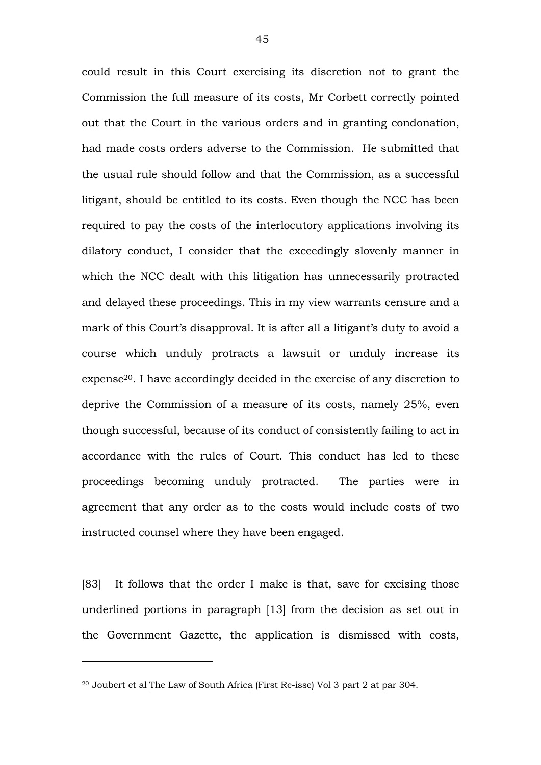could result in this Court exercising its discretion not to grant the Commission the full measure of its costs, Mr Corbett correctly pointed out that the Court in the various orders and in granting condonation, had made costs orders adverse to the Commission. He submitted that the usual rule should follow and that the Commission, as a successful litigant, should be entitled to its costs. Even though the NCC has been required to pay the costs of the interlocutory applications involving its dilatory conduct, I consider that the exceedingly slovenly manner in which the NCC dealt with this litigation has unnecessarily protracted and delayed these proceedings. This in my view warrants censure and a mark of this Court's disapproval. It is after all a litigant's duty to avoid a course which unduly protracts a lawsuit or unduly increase its expense[20]. I have accordingly decided in the exercise of any discretion to deprive the Commission of a measure of its costs, namely 25%, even though successful, because of its conduct of consistently failing to act in accordance with the rules of Court. This conduct has led to these proceedings becoming unduly protracted. The parties were in agreement that any order as to the costs would include costs of two instructed counsel where they have been engaged.

[83] It follows that the order I make is that, save for excising those underlined portions in paragraph [13] from the decision as set out in the Government Gazette, the application is dismissed with costs,

---

[20] Joubert et al The Law of South Africa (First Re-isse) Vol 3 part 2 at par 304.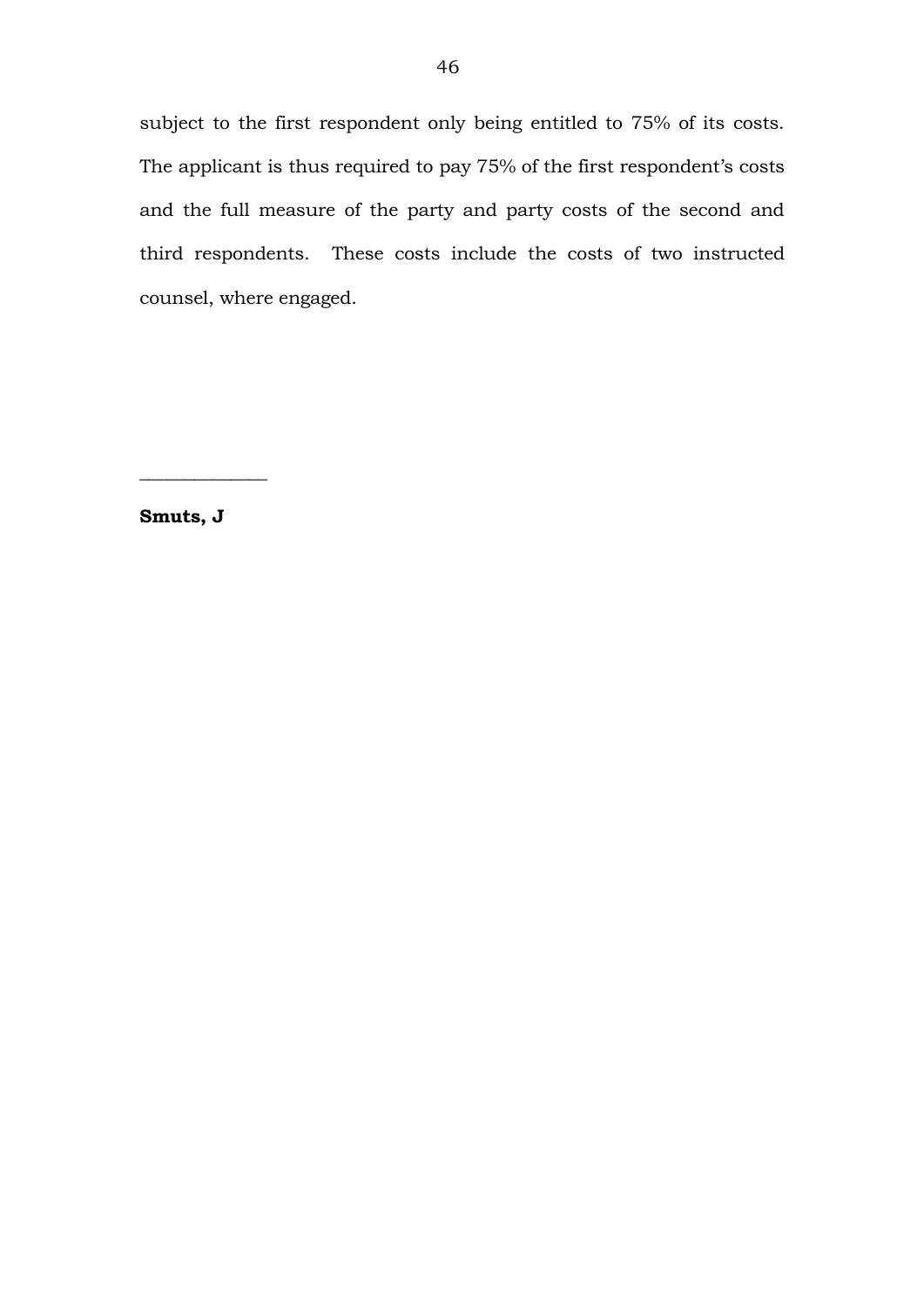subject to the first respondent only being entitled to 75% of its costs. The applicant is thus required to pay 75% of the first respondent's costs and the full measure of the party and party costs of the second and third respondents. These costs include the costs of two instructed counsel, where engaged.

\_\_\_\_\_\_\_\_\_\_\_\_\_\_

**Smuts, J**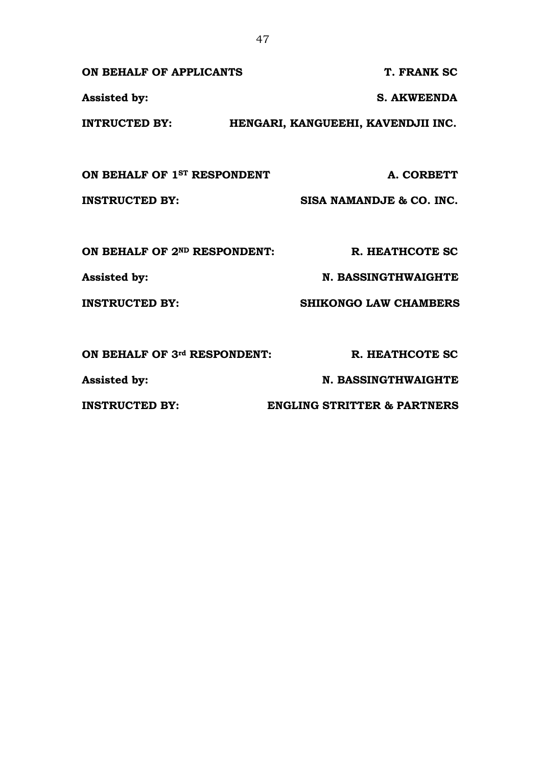| | |
|---|---|
| **ON BEHALF OF APPLICANTS** | **T. FRANK SC** |
| **Assisted by:** | **S. AKWEENDA** |
| **INTRUCTED BY:** | **HENGARI, KANGUEEHI, KAVENDJII INC.** |
| | |
| **ON BEHALF OF 1ST RESPONDENT** | **A. CORBETT** |
| **INSTRUCTED BY:** | **SISA NAMANDJE & CO. INC.** |
| | |
| **ON BEHALF OF 2ND RESPONDENT:** | **R. HEATHCOTE SC** |
| **Assisted by:** | **N. BASSINGTHWAIGHTE** |
| **INSTRUCTED BY:** | **SHIKONGO LAW CHAMBERS** |
| | |
| **ON BEHALF OF 3rd RESPONDENT:** | **R. HEATHCOTE SC** |
| **Assisted by:** | **N. BASSINGTHWAIGHTE** |
| **INSTRUCTED BY:** | **ENGLING STRITTER & PARTNERS** |